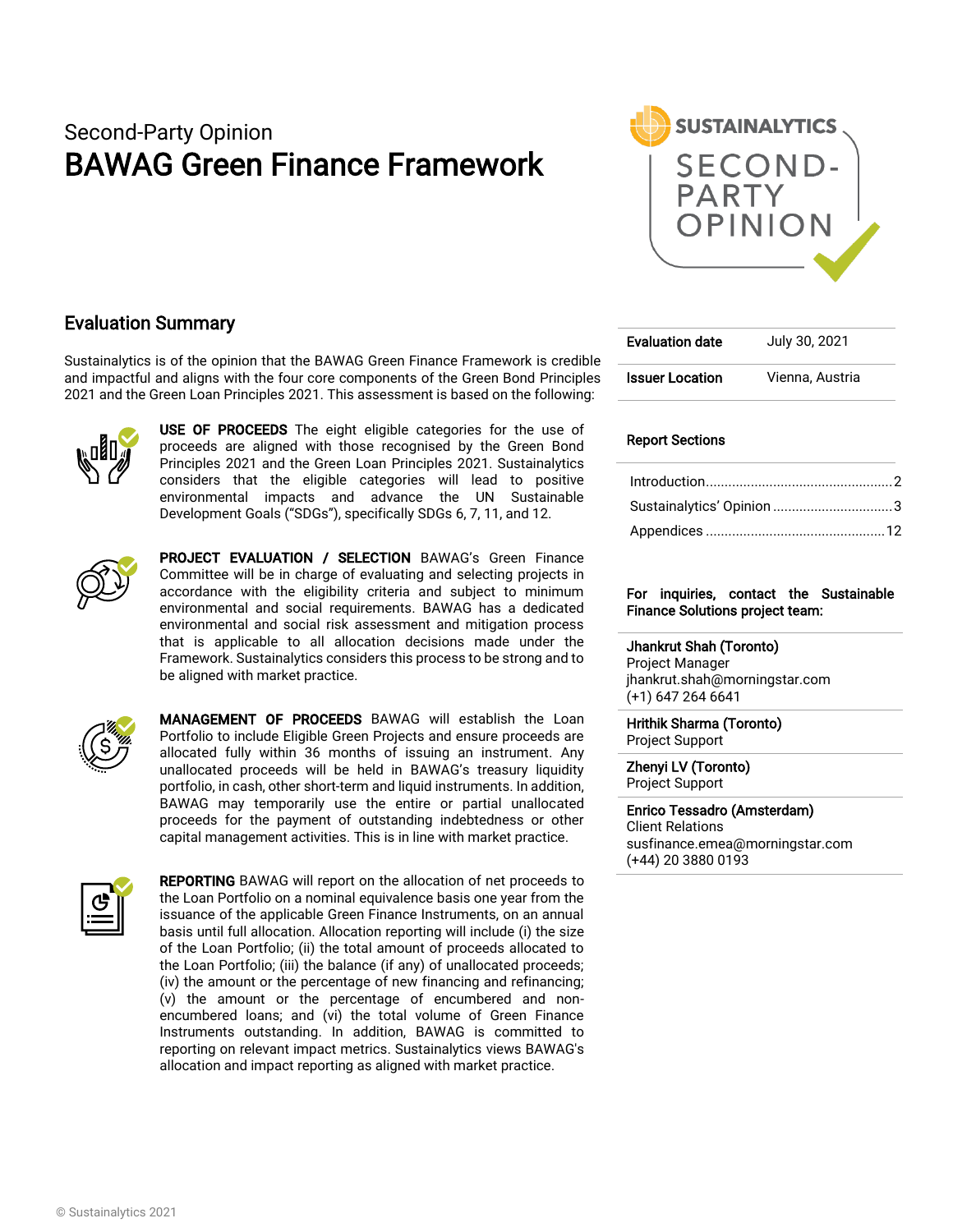Second-Party Opinion

# BAWAG Green Finance Framework

## Evaluation Summary

Sustainalytics is of the opinion that the BAWAG Green Finance Framework is credible and impactful and aligns with the four core components of the Green Bond Principles 2021 and the Green Loan Principles 2021. This assessment is based on the following:

**USE OF PROCEEDS** The eight eligible categories for the use of proceeds are aligned with those recognised by the Green Bond Principles 2021 and the Green Loan Principles 2021. Sustainalytics considers that the eligible categories will lead to positive environmental impacts and advance the UN Sustainable Development Goals ("SDGs"), specifically SDGs 6, 7, 11, and 12.

**PROJECT EVALUATION / SELECTION** BAWAG's Green Finance Committee will be in charge of evaluating and selecting projects in accordance with the eligibility criteria and subject to minimum environmental and social requirements. BAWAG has a dedicated environmental and social risk assessment and mitigation process that is applicable to all allocation decisions made under the Framework. Sustainalytics considers this process to be strong and to be aligned with market practice.

**MANAGEMENT OF PROCEEDS** BAWAG will establish the Loan Portfolio to include Eligible Green Projects and ensure proceeds are allocated fully within 36 months of issuing an instrument. Any unallocated proceeds will be held in BAWAG's treasury liquidity portfolio, in cash, other short-term and liquid instruments. In addition, BAWAG may temporarily use the entire or partial unallocated proceeds for the payment of outstanding indebtedness or other capital management activities. This is in line with market practice.

**REPORTING** BAWAG will report on the allocation of net proceeds to the Loan Portfolio on a nominal equivalence basis one year from the issuance of the applicable Green Finance Instruments, on an annual basis until full allocation. Allocation reporting will include (i) the size of the Loan Portfolio; (ii) the total amount of proceeds allocated to the Loan Portfolio; (iii) the balance (if any) of unallocated proceeds; (iv) the amount or the percentage of new financing and refinancing; (v) the amount or the percentage of encumbered and non-encumbered loans; and (vi) the total volume of Green Finance Instruments outstanding. In addition, BAWAG is committed to reporting on relevant impact metrics. Sustainalytics views BAWAG's allocation and impact reporting as aligned with market practice.

| | |
|---|---|
| **Evaluation date** | July 30, 2021 |
| **Issuer Location** | Vienna, Austria |

**Report Sections**

- Introduction .......... 2
- Sustainalytics' Opinion .......... 3
- Appendices .......... 12

**For inquiries, contact the Sustainable Finance Solutions project team:**

**Jhankrut Shah (Toronto)**
Project Manager
jhankrut.shah@morningstar.com
(+1) 647 264 6641

**Hrithik Sharma (Toronto)**
Project Support

**Zhenyi LV (Toronto)**
Project Support

**Enrico Tessadro (Amsterdam)**
Client Relations
susfinance.emea@morningstar.com
(+44) 20 3880 0193

© Sustainalytics 2021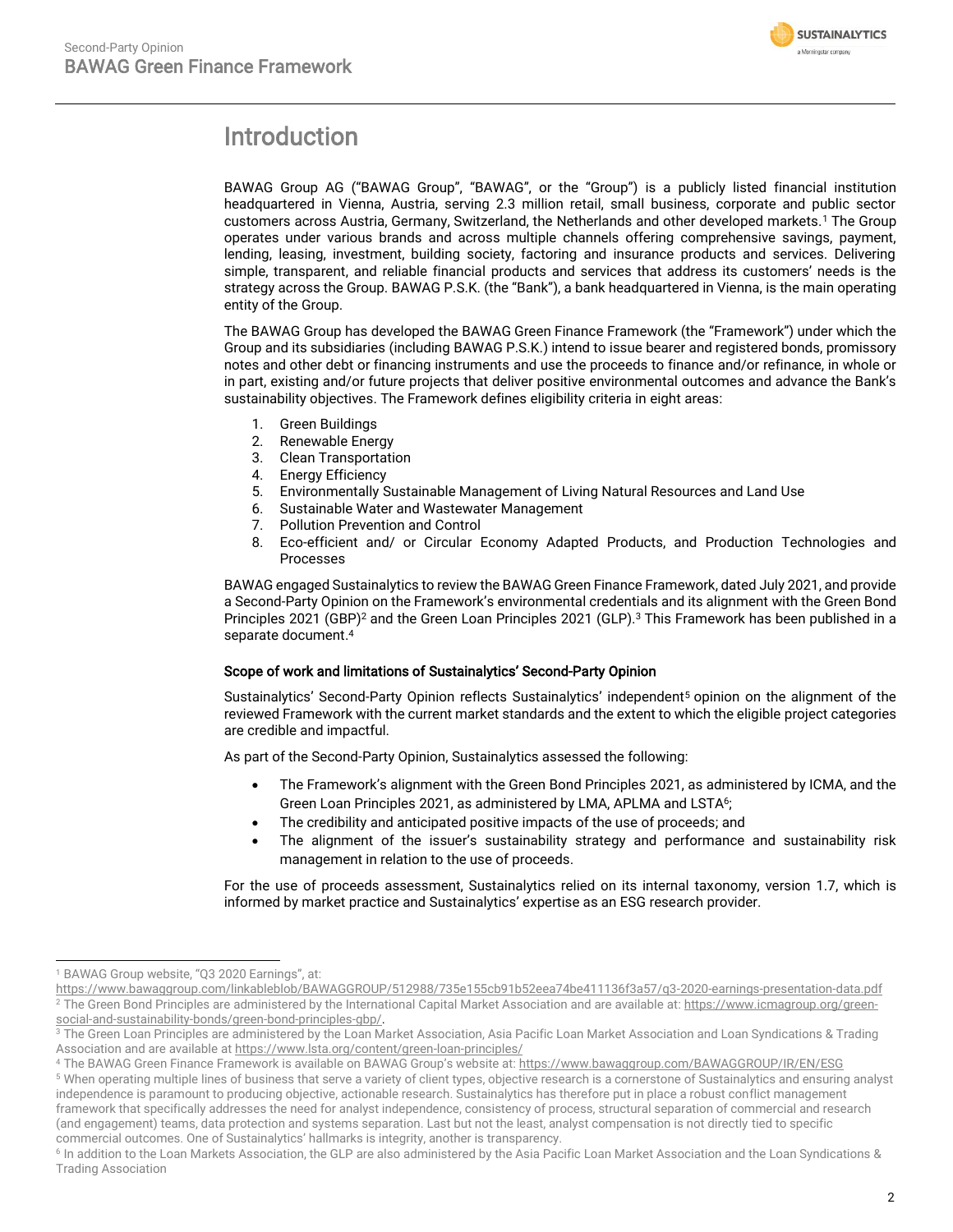# Introduction

BAWAG Group AG ("BAWAG Group", "BAWAG", or the "Group") is a publicly listed financial institution headquartered in Vienna, Austria, serving 2.3 million retail, small business, corporate and public sector customers across Austria, Germany, Switzerland, the Netherlands and other developed markets.[1] The Group operates under various brands and across multiple channels offering comprehensive savings, payment, lending, leasing, investment, building society, factoring and insurance products and services. Delivering simple, transparent, and reliable financial products and services that address its customers' needs is the strategy across the Group. BAWAG P.S.K. (the "Bank"), a bank headquartered in Vienna, is the main operating entity of the Group.

The BAWAG Group has developed the BAWAG Green Finance Framework (the "Framework") under which the Group and its subsidiaries (including BAWAG P.S.K.) intend to issue bearer and registered bonds, promissory notes and other debt or financing instruments and use the proceeds to finance and/or refinance, in whole or in part, existing and/or future projects that deliver positive environmental outcomes and advance the Bank's sustainability objectives. The Framework defines eligibility criteria in eight areas:

1. Green Buildings
2. Renewable Energy
3. Clean Transportation
4. Energy Efficiency
5. Environmentally Sustainable Management of Living Natural Resources and Land Use
6. Sustainable Water and Wastewater Management
7. Pollution Prevention and Control
8. Eco-efficient and/ or Circular Economy Adapted Products, and Production Technologies and Processes

BAWAG engaged Sustainalytics to review the BAWAG Green Finance Framework, dated July 2021, and provide a Second-Party Opinion on the Framework's environmental credentials and its alignment with the Green Bond Principles 2021 (GBP)[2] and the Green Loan Principles 2021 (GLP).[3] This Framework has been published in a separate document.[4]

### Scope of work and limitations of Sustainalytics' Second-Party Opinion

Sustainalytics' Second-Party Opinion reflects Sustainalytics' independent[5] opinion on the alignment of the reviewed Framework with the current market standards and the extent to which the eligible project categories are credible and impactful.

As part of the Second-Party Opinion, Sustainalytics assessed the following:

- The Framework's alignment with the Green Bond Principles 2021, as administered by ICMA, and the Green Loan Principles 2021, as administered by LMA, APLMA and LSTA[6];
- The credibility and anticipated positive impacts of the use of proceeds; and
- The alignment of the issuer's sustainability strategy and performance and sustainability risk management in relation to the use of proceeds.

For the use of proceeds assessment, Sustainalytics relied on its internal taxonomy, version 1.7, which is informed by market practice and Sustainalytics' expertise as an ESG research provider.

---

[1] BAWAG Group website, "Q3 2020 Earnings", at: https://www.bawaggroup.com/linkableblob/BAWAGGROUP/512988/735e155cb91b52eea74be411136f3a57/q3-2020-earnings-presentation-data.pdf

[2] The Green Bond Principles are administered by the International Capital Market Association and are available at: https://www.icmagroup.org/green-social-and-sustainability-bonds/green-bond-principles-gbp/.

[3] The Green Loan Principles are administered by the Loan Market Association, Asia Pacific Loan Market Association and Loan Syndications & Trading Association and are available at https://www.lsta.org/content/green-loan-principles/

[4] The BAWAG Green Finance Framework is available on BAWAG Group's website at: https://www.bawaggroup.com/BAWAGGROUP/IR/EN/ESG

[5] When operating multiple lines of business that serve a variety of client types, objective research is a cornerstone of Sustainalytics and ensuring analyst independence is paramount to producing objective, actionable research. Sustainalytics has therefore put in place a robust conflict management framework that specifically addresses the need for analyst independence, consistency of process, structural separation of commercial and research (and engagement) teams, data protection and systems separation. Last but not the least, analyst compensation is not directly tied to specific commercial outcomes. One of Sustainalytics' hallmarks is integrity, another is transparency.

[6] In addition to the Loan Markets Association, the GLP are also administered by the Asia Pacific Loan Market Association and the Loan Syndications & Trading Association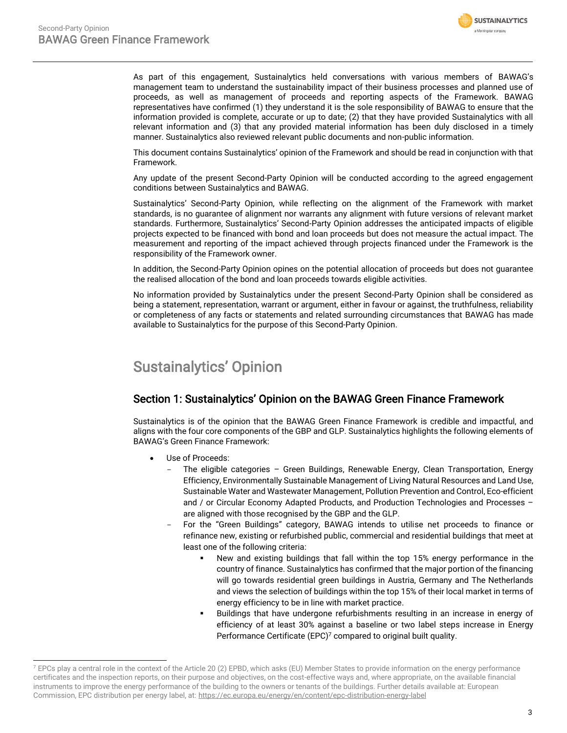As part of this engagement, Sustainalytics held conversations with various members of BAWAG's management team to understand the sustainability impact of their business processes and planned use of proceeds, as well as management of proceeds and reporting aspects of the Framework. BAWAG representatives have confirmed (1) they understand it is the sole responsibility of BAWAG to ensure that the information provided is complete, accurate or up to date; (2) that they have provided Sustainalytics with all relevant information and (3) that any provided material information has been duly disclosed in a timely manner. Sustainalytics also reviewed relevant public documents and non-public information.

This document contains Sustainalytics' opinion of the Framework and should be read in conjunction with that Framework.

Any update of the present Second-Party Opinion will be conducted according to the agreed engagement conditions between Sustainalytics and BAWAG.

Sustainalytics' Second-Party Opinion, while reflecting on the alignment of the Framework with market standards, is no guarantee of alignment nor warrants any alignment with future versions of relevant market standards. Furthermore, Sustainalytics' Second-Party Opinion addresses the anticipated impacts of eligible projects expected to be financed with bond and loan proceeds but does not measure the actual impact. The measurement and reporting of the impact achieved through projects financed under the Framework is the responsibility of the Framework owner.

In addition, the Second-Party Opinion opines on the potential allocation of proceeds but does not guarantee the realised allocation of the bond and loan proceeds towards eligible activities.

No information provided by Sustainalytics under the present Second-Party Opinion shall be considered as being a statement, representation, warrant or argument, either in favour or against, the truthfulness, reliability or completeness of any facts or statements and related surrounding circumstances that BAWAG has made available to Sustainalytics for the purpose of this Second-Party Opinion.

# Sustainalytics' Opinion

## Section 1: Sustainalytics' Opinion on the BAWAG Green Finance Framework

Sustainalytics is of the opinion that the BAWAG Green Finance Framework is credible and impactful, and aligns with the four core components of the GBP and GLP. Sustainalytics highlights the following elements of BAWAG's Green Finance Framework:

- Use of Proceeds:
  - The eligible categories – Green Buildings, Renewable Energy, Clean Transportation, Energy Efficiency, Environmentally Sustainable Management of Living Natural Resources and Land Use, Sustainable Water and Wastewater Management, Pollution Prevention and Control, Eco-efficient and / or Circular Economy Adapted Products, and Production Technologies and Processes – are aligned with those recognised by the GBP and the GLP.
  - For the "Green Buildings" category, BAWAG intends to utilise net proceeds to finance or refinance new, existing or refurbished public, commercial and residential buildings that meet at least one of the following criteria:
    - New and existing buildings that fall within the top 15% energy performance in the country of finance. Sustainalytics has confirmed that the major portion of the financing will go towards residential green buildings in Austria, Germany and The Netherlands and views the selection of buildings within the top 15% of their local market in terms of energy efficiency to be in line with market practice.
    - Buildings that have undergone refurbishments resulting in an increase in energy of efficiency of at least 30% against a baseline or two label steps increase in Energy Performance Certificate (EPC)[7] compared to original built quality.

[7] EPCs play a central role in the context of the Article 20 (2) EPBD, which asks (EU) Member States to provide information on the energy performance certificates and the inspection reports, on their purpose and objectives, on the cost-effective ways and, where appropriate, on the available financial instruments to improve the energy performance of the building to the owners or tenants of the buildings. Further details available at: European Commission, EPC distribution per energy label, at: https://ec.europa.eu/energy/en/content/epc-distribution-energy-label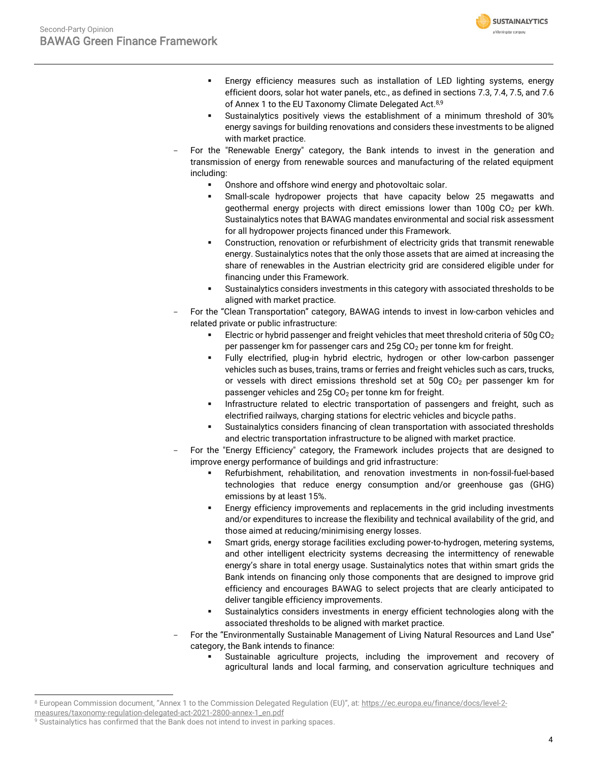- Energy efficiency measures such as installation of LED lighting systems, energy efficient doors, solar hot water panels, etc., as defined in sections 7.3, 7.4, 7.5, and 7.6 of Annex 1 to the EU Taxonomy Climate Delegated Act.[8,9]
    - Sustainalytics positively views the establishment of a minimum threshold of 30% energy savings for building renovations and considers these investments to be aligned with market practice.
- For the "Renewable Energy" category, the Bank intends to invest in the generation and transmission of energy from renewable sources and manufacturing of the related equipment including:
    - Onshore and offshore wind energy and photovoltaic solar.
    - Small-scale hydropower projects that have capacity below 25 megawatts and geothermal energy projects with direct emissions lower than 100g $CO_2$ per kWh. Sustainalytics notes that BAWAG mandates environmental and social risk assessment for all hydropower projects financed under this Framework.
    - Construction, renovation or refurbishment of electricity grids that transmit renewable energy. Sustainalytics notes that the only those assets that are aimed at increasing the share of renewables in the Austrian electricity grid are considered eligible under for financing under this Framework.
    - Sustainalytics considers investments in this category with associated thresholds to be aligned with market practice.
- For the "Clean Transportation" category, BAWAG intends to invest in low-carbon vehicles and related private or public infrastructure:
    - Electric or hybrid passenger and freight vehicles that meet threshold criteria of 50g $CO_2$ per passenger km for passenger cars and 25g $CO_2$ per tonne km for freight.
    - Fully electrified, plug-in hybrid electric, hydrogen or other low-carbon passenger vehicles such as buses, trains, trams or ferries and freight vehicles such as cars, trucks, or vessels with direct emissions threshold set at 50g $CO_2$ per passenger km for passenger vehicles and 25g $CO_2$ per tonne km for freight.
    - Infrastructure related to electric transportation of passengers and freight, such as electrified railways, charging stations for electric vehicles and bicycle paths.
    - Sustainalytics considers financing of clean transportation with associated thresholds and electric transportation infrastructure to be aligned with market practice.
- For the "Energy Efficiency" category, the Framework includes projects that are designed to improve energy performance of buildings and grid infrastructure:
    - Refurbishment, rehabilitation, and renovation investments in non-fossil-fuel-based technologies that reduce energy consumption and/or greenhouse gas (GHG) emissions by at least 15%.
    - Energy efficiency improvements and replacements in the grid including investments and/or expenditures to increase the flexibility and technical availability of the grid, and those aimed at reducing/minimising energy losses.
    - Smart grids, energy storage facilities excluding power-to-hydrogen, metering systems, and other intelligent electricity systems decreasing the intermittency of renewable energy's share in total energy usage. Sustainalytics notes that within smart grids the Bank intends on financing only those components that are designed to improve grid efficiency and encourages BAWAG to select projects that are clearly anticipated to deliver tangible efficiency improvements.
    - Sustainalytics considers investments in energy efficient technologies along with the associated thresholds to be aligned with market practice.
- For the "Environmentally Sustainable Management of Living Natural Resources and Land Use" category, the Bank intends to finance:
    - Sustainable agriculture projects, including the improvement and recovery of agricultural lands and local farming, and conservation agriculture techniques and

[8] European Commission document, "Annex 1 to the Commission Delegated Regulation (EU)", at: https://ec.europa.eu/finance/docs/level-2-measures/taxonomy-regulation-delegated-act-2021-2800-annex-1_en.pdf

[9] Sustainalytics has confirmed that the Bank does not intend to invest in parking spaces.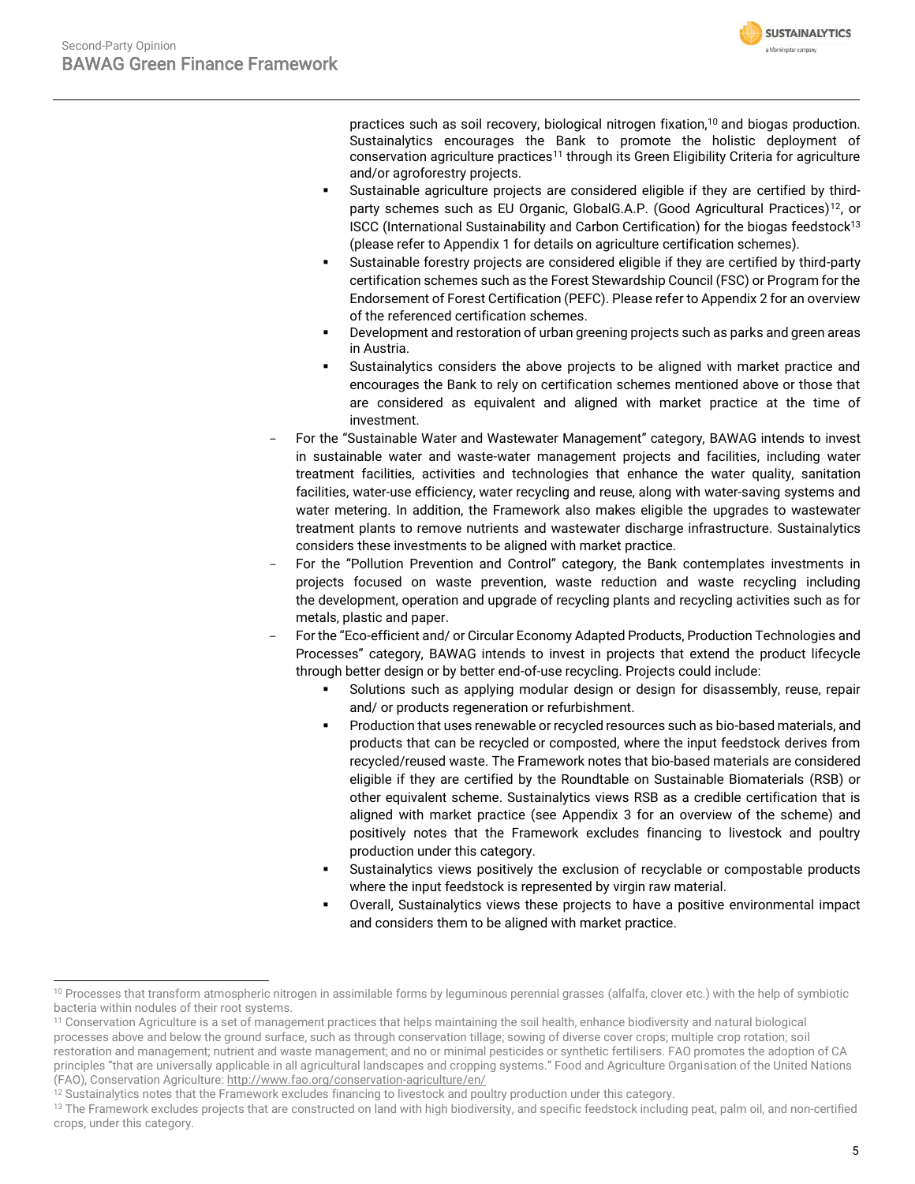practices such as soil recovery, biological nitrogen fixation,[10] and biogas production. Sustainalytics encourages the Bank to promote the holistic deployment of conservation agriculture practices[11] through its Green Eligibility Criteria for agriculture and/or agroforestry projects.

- Sustainable agriculture projects are considered eligible if they are certified by third-party schemes such as EU Organic, GlobalG.A.P. (Good Agricultural Practices)[12], or ISCC (International Sustainability and Carbon Certification) for the biogas feedstock[13] (please refer to Appendix 1 for details on agriculture certification schemes).
- Sustainable forestry projects are considered eligible if they are certified by third-party certification schemes such as the Forest Stewardship Council (FSC) or Program for the Endorsement of Forest Certification (PEFC). Please refer to Appendix 2 for an overview of the referenced certification schemes.
- Development and restoration of urban greening projects such as parks and green areas in Austria.
- Sustainalytics considers the above projects to be aligned with market practice and encourages the Bank to rely on certification schemes mentioned above or those that are considered as equivalent and aligned with market practice at the time of investment.

- For the "Sustainable Water and Wastewater Management" category, BAWAG intends to invest in sustainable water and waste-water management projects and facilities, including water treatment facilities, activities and technologies that enhance the water quality, sanitation facilities, water-use efficiency, water recycling and reuse, along with water-saving systems and water metering. In addition, the Framework also makes eligible the upgrades to wastewater treatment plants to remove nutrients and wastewater discharge infrastructure. Sustainalytics considers these investments to be aligned with market practice.
- For the "Pollution Prevention and Control" category, the Bank contemplates investments in projects focused on waste prevention, waste reduction and waste recycling including the development, operation and upgrade of recycling plants and recycling activities such as for metals, plastic and paper.
- For the "Eco-efficient and/ or Circular Economy Adapted Products, Production Technologies and Processes" category, BAWAG intends to invest in projects that extend the product lifecycle through better design or by better end-of-use recycling. Projects could include:
  - Solutions such as applying modular design or design for disassembly, reuse, repair and/ or products regeneration or refurbishment.
  - Production that uses renewable or recycled resources such as bio-based materials, and products that can be recycled or composted, where the input feedstock derives from recycled/reused waste. The Framework notes that bio-based materials are considered eligible if they are certified by the Roundtable on Sustainable Biomaterials (RSB) or other equivalent scheme. Sustainalytics views RSB as a credible certification that is aligned with market practice (see Appendix 3 for an overview of the scheme) and positively notes that the Framework excludes financing to livestock and poultry production under this category.
  - Sustainalytics views positively the exclusion of recyclable or compostable products where the input feedstock is represented by virgin raw material.
  - Overall, Sustainalytics views these projects to have a positive environmental impact and considers them to be aligned with market practice.

---

[10] Processes that transform atmospheric nitrogen in assimilable forms by leguminous perennial grasses (alfalfa, clover etc.) with the help of symbiotic bacteria within nodules of their root systems.

[11] Conservation Agriculture is a set of management practices that helps maintaining the soil health, enhance biodiversity and natural biological processes above and below the ground surface, such as through conservation tillage; sowing of diverse cover crops; multiple crop rotation; soil restoration and management; nutrient and waste management; and no or minimal pesticides or synthetic fertilisers. FAO promotes the adoption of CA principles "that are universally applicable in all agricultural landscapes and cropping systems." Food and Agriculture Organisation of the United Nations (FAO), Conservation Agriculture: http://www.fao.org/conservation-agriculture/en/

[12] Sustainalytics notes that the Framework excludes financing to livestock and poultry production under this category.

[13] The Framework excludes projects that are constructed on land with high biodiversity, and specific feedstock including peat, palm oil, and non-certified crops, under this category.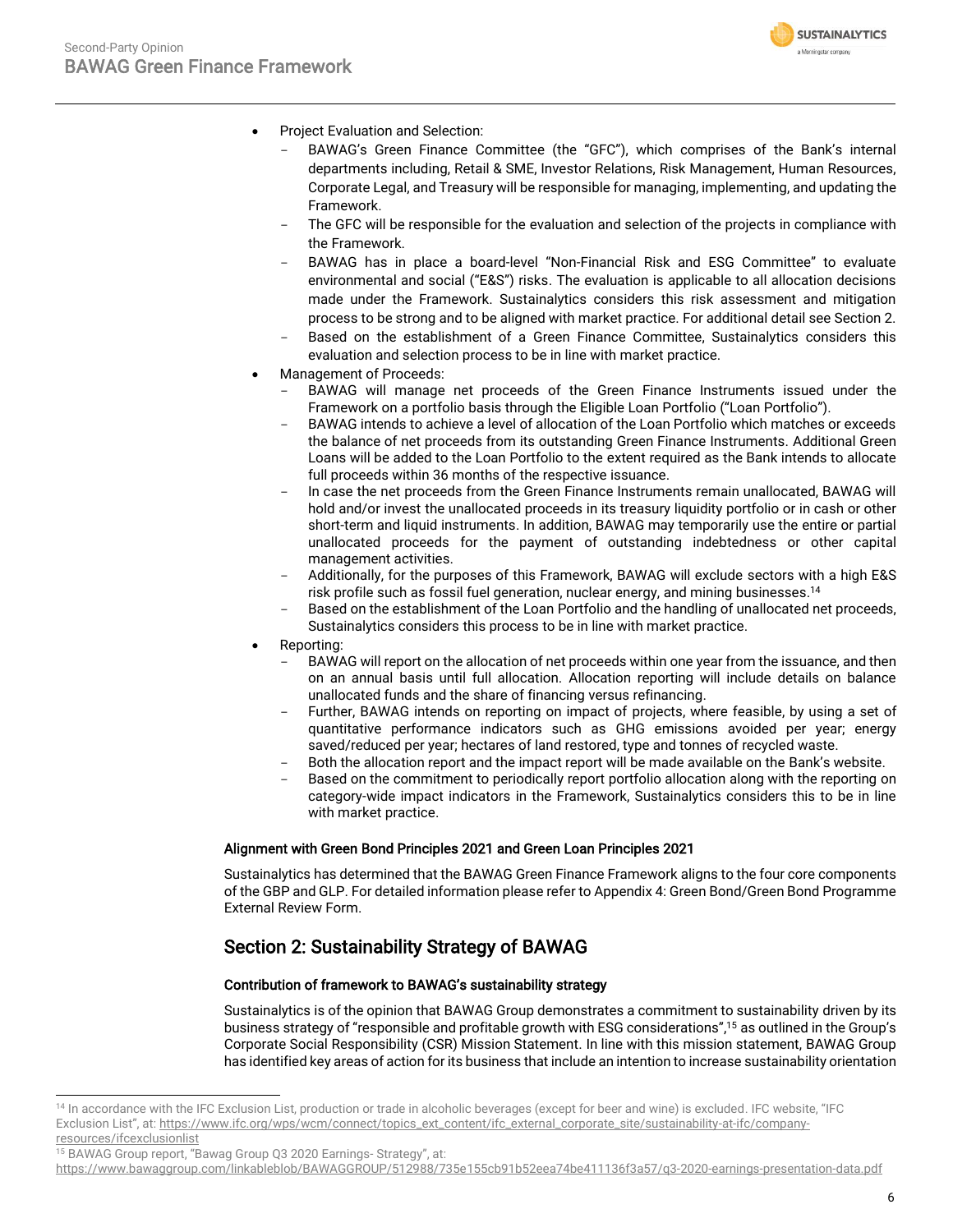- Project Evaluation and Selection:
  - BAWAG's Green Finance Committee (the "GFC"), which comprises of the Bank's internal departments including, Retail & SME, Investor Relations, Risk Management, Human Resources, Corporate Legal, and Treasury will be responsible for managing, implementing, and updating the Framework.
  - The GFC will be responsible for the evaluation and selection of the projects in compliance with the Framework.
  - BAWAG has in place a board-level "Non-Financial Risk and ESG Committee" to evaluate environmental and social ("E&S") risks. The evaluation is applicable to all allocation decisions made under the Framework. Sustainalytics considers this risk assessment and mitigation process to be strong and to be aligned with market practice. For additional detail see Section 2.
  - Based on the establishment of a Green Finance Committee, Sustainalytics considers this evaluation and selection process to be in line with market practice.
- Management of Proceeds:
  - BAWAG will manage net proceeds of the Green Finance Instruments issued under the Framework on a portfolio basis through the Eligible Loan Portfolio ("Loan Portfolio").
  - BAWAG intends to achieve a level of allocation of the Loan Portfolio which matches or exceeds the balance of net proceeds from its outstanding Green Finance Instruments. Additional Green Loans will be added to the Loan Portfolio to the extent required as the Bank intends to allocate full proceeds within 36 months of the respective issuance.
  - In case the net proceeds from the Green Finance Instruments remain unallocated, BAWAG will hold and/or invest the unallocated proceeds in its treasury liquidity portfolio or in cash or other short-term and liquid instruments. In addition, BAWAG may temporarily use the entire or partial unallocated proceeds for the payment of outstanding indebtedness or other capital management activities.
  - Additionally, for the purposes of this Framework, BAWAG will exclude sectors with a high E&S risk profile such as fossil fuel generation, nuclear energy, and mining businesses.[14]
  - Based on the establishment of the Loan Portfolio and the handling of unallocated net proceeds, Sustainalytics considers this process to be in line with market practice.
- Reporting:
  - BAWAG will report on the allocation of net proceeds within one year from the issuance, and then on an annual basis until full allocation. Allocation reporting will include details on balance unallocated funds and the share of financing versus refinancing.
  - Further, BAWAG intends on reporting on impact of projects, where feasible, by using a set of quantitative performance indicators such as GHG emissions avoided per year; energy saved/reduced per year; hectares of land restored, type and tonnes of recycled waste.
  - Both the allocation report and the impact report will be made available on the Bank's website.
  - Based on the commitment to periodically report portfolio allocation along with the reporting on category-wide impact indicators in the Framework, Sustainalytics considers this to be in line with market practice.

### Alignment with Green Bond Principles 2021 and Green Loan Principles 2021

Sustainalytics has determined that the BAWAG Green Finance Framework aligns to the four core components of the GBP and GLP. For detailed information please refer to Appendix 4: Green Bond/Green Bond Programme External Review Form.

## Section 2: Sustainability Strategy of BAWAG

### Contribution of framework to BAWAG's sustainability strategy

Sustainalytics is of the opinion that BAWAG Group demonstrates a commitment to sustainability driven by its business strategy of "responsible and profitable growth with ESG considerations",[15] as outlined in the Group's Corporate Social Responsibility (CSR) Mission Statement. In line with this mission statement, BAWAG Group has identified key areas of action for its business that include an intention to increase sustainability orientation

---

[14] In accordance with the IFC Exclusion List, production or trade in alcoholic beverages (except for beer and wine) is excluded. IFC website, "IFC Exclusion List", at: https://www.ifc.org/wps/wcm/connect/topics_ext_content/ifc_external_corporate_site/sustainability-at-ifc/company-resources/ifcexclusionlist

[15] BAWAG Group report, "Bawag Group Q3 2020 Earnings- Strategy", at: https://www.bawaggroup.com/linkableblob/BAWAGGROUP/512988/735e155cb91b52eea74be411136f3a57/q3-2020-earnings-presentation-data.pdf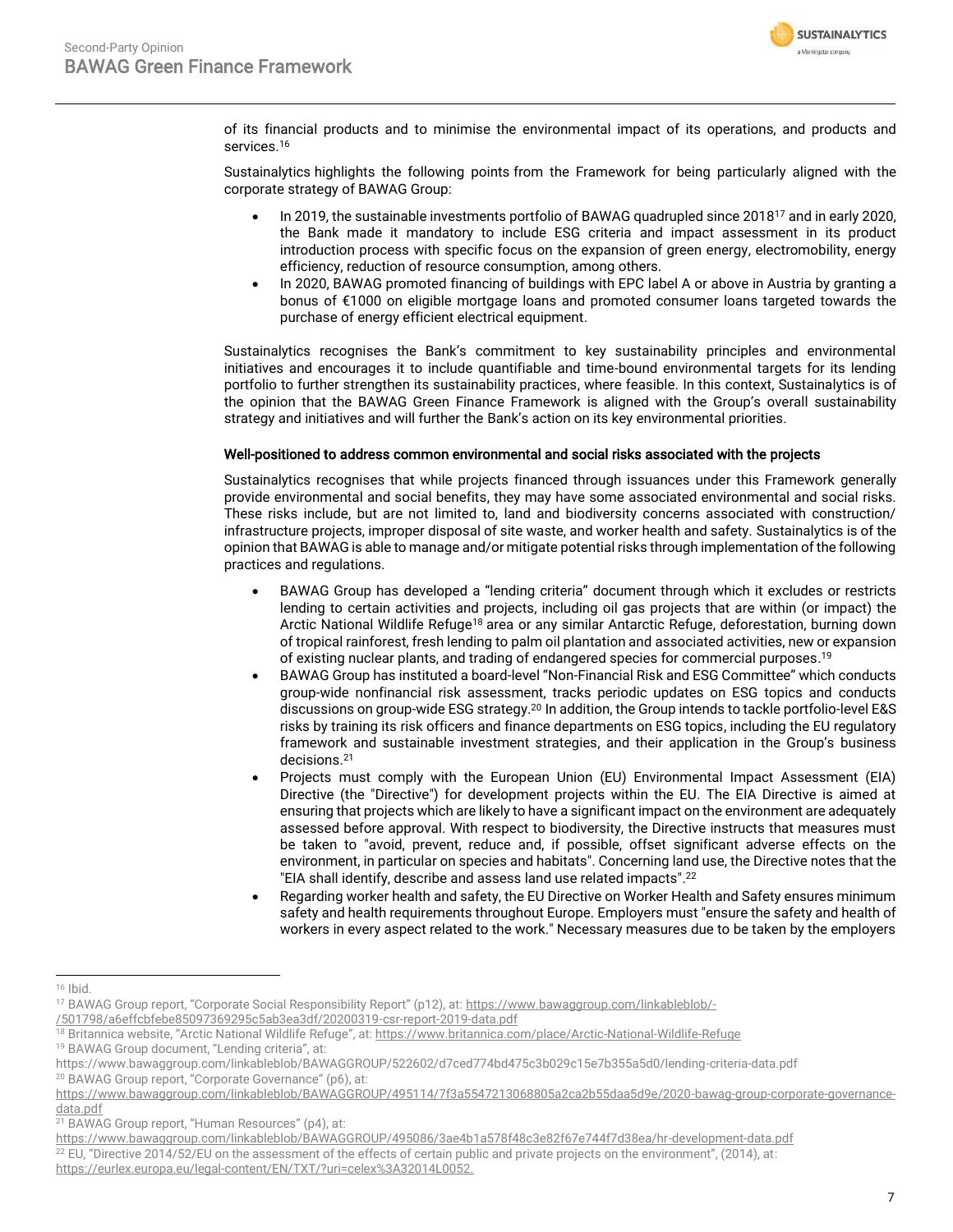of its financial products and to minimise the environmental impact of its operations, and products and services.[16]

Sustainalytics highlights the following points from the Framework for being particularly aligned with the corporate strategy of BAWAG Group:

- In 2019, the sustainable investments portfolio of BAWAG quadrupled since 2018[17] and in early 2020, the Bank made it mandatory to include ESG criteria and impact assessment in its product introduction process with specific focus on the expansion of green energy, electromobility, energy efficiency, reduction of resource consumption, among others.
- In 2020, BAWAG promoted financing of buildings with EPC label A or above in Austria by granting a bonus of €1000 on eligible mortgage loans and promoted consumer loans targeted towards the purchase of energy efficient electrical equipment.

Sustainalytics recognises the Bank's commitment to key sustainability principles and environmental initiatives and encourages it to include quantifiable and time-bound environmental targets for its lending portfolio to further strengthen its sustainability practices, where feasible. In this context, Sustainalytics is of the opinion that the BAWAG Green Finance Framework is aligned with the Group's overall sustainability strategy and initiatives and will further the Bank's action on its key environmental priorities.

**Well-positioned to address common environmental and social risks associated with the projects**

Sustainalytics recognises that while projects financed through issuances under this Framework generally provide environmental and social benefits, they may have some associated environmental and social risks. These risks include, but are not limited to, land and biodiversity concerns associated with construction/ infrastructure projects, improper disposal of site waste, and worker health and safety. Sustainalytics is of the opinion that BAWAG is able to manage and/or mitigate potential risks through implementation of the following practices and regulations.

- BAWAG Group has developed a "lending criteria" document through which it excludes or restricts lending to certain activities and projects, including oil gas projects that are within (or impact) the Arctic National Wildlife Refuge[18] area or any similar Antarctic Refuge, deforestation, burning down of tropical rainforest, fresh lending to palm oil plantation and associated activities, new or expansion of existing nuclear plants, and trading of endangered species for commercial purposes.[19]
- BAWAG Group has instituted a board-level "Non-Financial Risk and ESG Committee" which conducts group-wide nonfinancial risk assessment, tracks periodic updates on ESG topics and conducts discussions on group-wide ESG strategy.[20] In addition, the Group intends to tackle portfolio-level E&S risks by training its risk officers and finance departments on ESG topics, including the EU regulatory framework and sustainable investment strategies, and their application in the Group's business decisions.[21]
- Projects must comply with the European Union (EU) Environmental Impact Assessment (EIA) Directive (the "Directive") for development projects within the EU. The EIA Directive is aimed at ensuring that projects which are likely to have a significant impact on the environment are adequately assessed before approval. With respect to biodiversity, the Directive instructs that measures must be taken to "avoid, prevent, reduce and, if possible, offset significant adverse effects on the environment, in particular on species and habitats". Concerning land use, the Directive notes that the "EIA shall identify, describe and assess land use related impacts".[22]
- Regarding worker health and safety, the EU Directive on Worker Health and Safety ensures minimum safety and health requirements throughout Europe. Employers must "ensure the safety and health of workers in every aspect related to the work." Necessary measures due to be taken by the employers

---

[16] Ibid.

[17] BAWAG Group report, "Corporate Social Responsibility Report" (p12), at: https://www.bawaggroup.com/linkableblob/-/501798/a6effcbfebe85097369295c5ab3ea3df/20200319-csr-report-2019-data.pdf

[18] Britannica website, "Arctic National Wildlife Refuge", at: https://www.britannica.com/place/Arctic-National-Wildlife-Refuge

[19] BAWAG Group document, "Lending criteria", at: https://www.bawaggroup.com/linkableblob/BAWAGGROUP/522602/d7ced774bd475c3b029c15e7b355a5d0/lending-criteria-data.pdf

[20] BAWAG Group report, "Corporate Governance" (p6), at: https://www.bawaggroup.com/linkableblob/BAWAGGROUP/495114/7f3a5547213068805a2ca2b55daa5d9e/2020-bawag-group-corporate-governance-data.pdf

[21] BAWAG Group report, "Human Resources" (p4), at: https://www.bawaggroup.com/linkableblob/BAWAGGROUP/495086/3ae4b1a578f48c3e82f67e744f7d38ea/hr-development-data.pdf

[22] EU, "Directive 2014/52/EU on the assessment of the effects of certain public and private projects on the environment", (2014), at: https://eurlex.europa.eu/legal-content/EN/TXT/?uri=celex%3A32014L0052.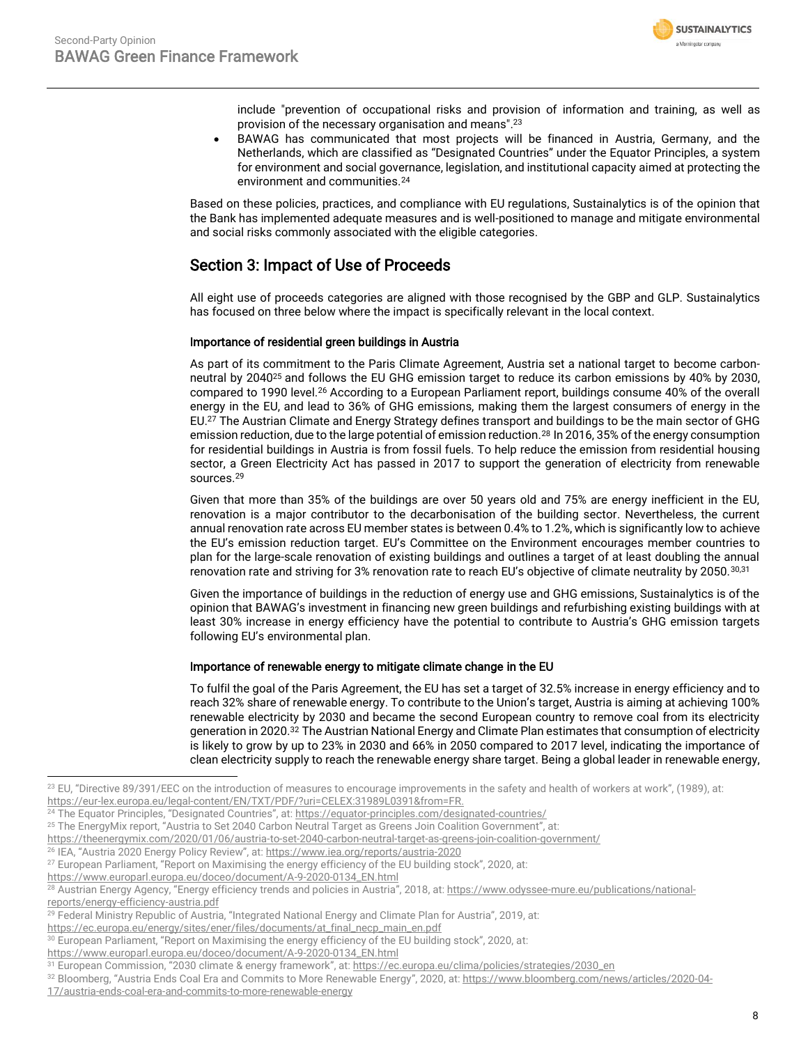include "prevention of occupational risks and provision of information and training, as well as provision of the necessary organisation and means".[23]

- BAWAG has communicated that most projects will be financed in Austria, Germany, and the Netherlands, which are classified as "Designated Countries" under the Equator Principles, a system for environment and social governance, legislation, and institutional capacity aimed at protecting the environment and communities.[24]

Based on these policies, practices, and compliance with EU regulations, Sustainalytics is of the opinion that the Bank has implemented adequate measures and is well-positioned to manage and mitigate environmental and social risks commonly associated with the eligible categories.

## Section 3: Impact of Use of Proceeds

All eight use of proceeds categories are aligned with those recognised by the GBP and GLP. Sustainalytics has focused on three below where the impact is specifically relevant in the local context.

### Importance of residential green buildings in Austria

As part of its commitment to the Paris Climate Agreement, Austria set a national target to become carbon-neutral by 2040[25] and follows the EU GHG emission target to reduce its carbon emissions by 40% by 2030, compared to 1990 level.[26] According to a European Parliament report, buildings consume 40% of the overall energy in the EU, and lead to 36% of GHG emissions, making them the largest consumers of energy in the EU.[27] The Austrian Climate and Energy Strategy defines transport and buildings to be the main sector of GHG emission reduction, due to the large potential of emission reduction.[28] In 2016, 35% of the energy consumption for residential buildings in Austria is from fossil fuels. To help reduce the emission from residential housing sector, a Green Electricity Act has passed in 2017 to support the generation of electricity from renewable sources.[29]

Given that more than 35% of the buildings are over 50 years old and 75% are energy inefficient in the EU, renovation is a major contributor to the decarbonisation of the building sector. Nevertheless, the current annual renovation rate across EU member states is between 0.4% to 1.2%, which is significantly low to achieve the EU's emission reduction target. EU's Committee on the Environment encourages member countries to plan for the large-scale renovation of existing buildings and outlines a target of at least doubling the annual renovation rate and striving for 3% renovation rate to reach EU's objective of climate neutrality by 2050.[30,31]

Given the importance of buildings in the reduction of energy use and GHG emissions, Sustainalytics is of the opinion that BAWAG's investment in financing new green buildings and refurbishing existing buildings with at least 30% increase in energy efficiency have the potential to contribute to Austria's GHG emission targets following EU's environmental plan.

### Importance of renewable energy to mitigate climate change in the EU

To fulfil the goal of the Paris Agreement, the EU has set a target of 32.5% increase in energy efficiency and to reach 32% share of renewable energy. To contribute to the Union's target, Austria is aiming at achieving 100% renewable electricity by 2030 and became the second European country to remove coal from its electricity generation in 2020.[32] The Austrian National Energy and Climate Plan estimates that consumption of electricity is likely to grow by up to 23% in 2030 and 66% in 2050 compared to 2017 level, indicating the importance of clean electricity supply to reach the renewable energy share target. Being a global leader in renewable energy,

---

[23] EU, "Directive 89/391/EEC on the introduction of measures to encourage improvements in the safety and health of workers at work", (1989), at: https://eur-lex.europa.eu/legal-content/EN/TXT/PDF/?uri=CELEX:31989L0391&from=FR.

[24] The Equator Principles, "Designated Countries", at: https://equator-principles.com/designated-countries/

[25] The EnergyMix report, "Austria to Set 2040 Carbon Neutral Target as Greens Join Coalition Government", at: https://theenergymix.com/2020/01/06/austria-to-set-2040-carbon-neutral-target-as-greens-join-coalition-government/

[26] IEA, "Austria 2020 Energy Policy Review", at: https://www.iea.org/reports/austria-2020

[27] European Parliament, "Report on Maximising the energy efficiency of the EU building stock", 2020, at: https://www.europarl.europa.eu/doceo/document/A-9-2020-0134_EN.html

[28] Austrian Energy Agency, "Energy efficiency trends and policies in Austria", 2018, at: https://www.odyssee-mure.eu/publications/national-reports/energy-efficiency-austria.pdf

[29] Federal Ministry Republic of Austria, "Integrated National Energy and Climate Plan for Austria", 2019, at: https://ec.europa.eu/energy/sites/ener/files/documents/at_final_necp_main_en.pdf

[30] European Parliament, "Report on Maximising the energy efficiency of the EU building stock", 2020, at: https://www.europarl.europa.eu/doceo/document/A-9-2020-0134_EN.html

[31] European Commission, "2030 climate & energy framework", at: https://ec.europa.eu/clima/policies/strategies/2030_en

[32] Bloomberg, "Austria Ends Coal Era and Commits to More Renewable Energy", 2020, at: https://www.bloomberg.com/news/articles/2020-04-17/austria-ends-coal-era-and-commits-to-more-renewable-energy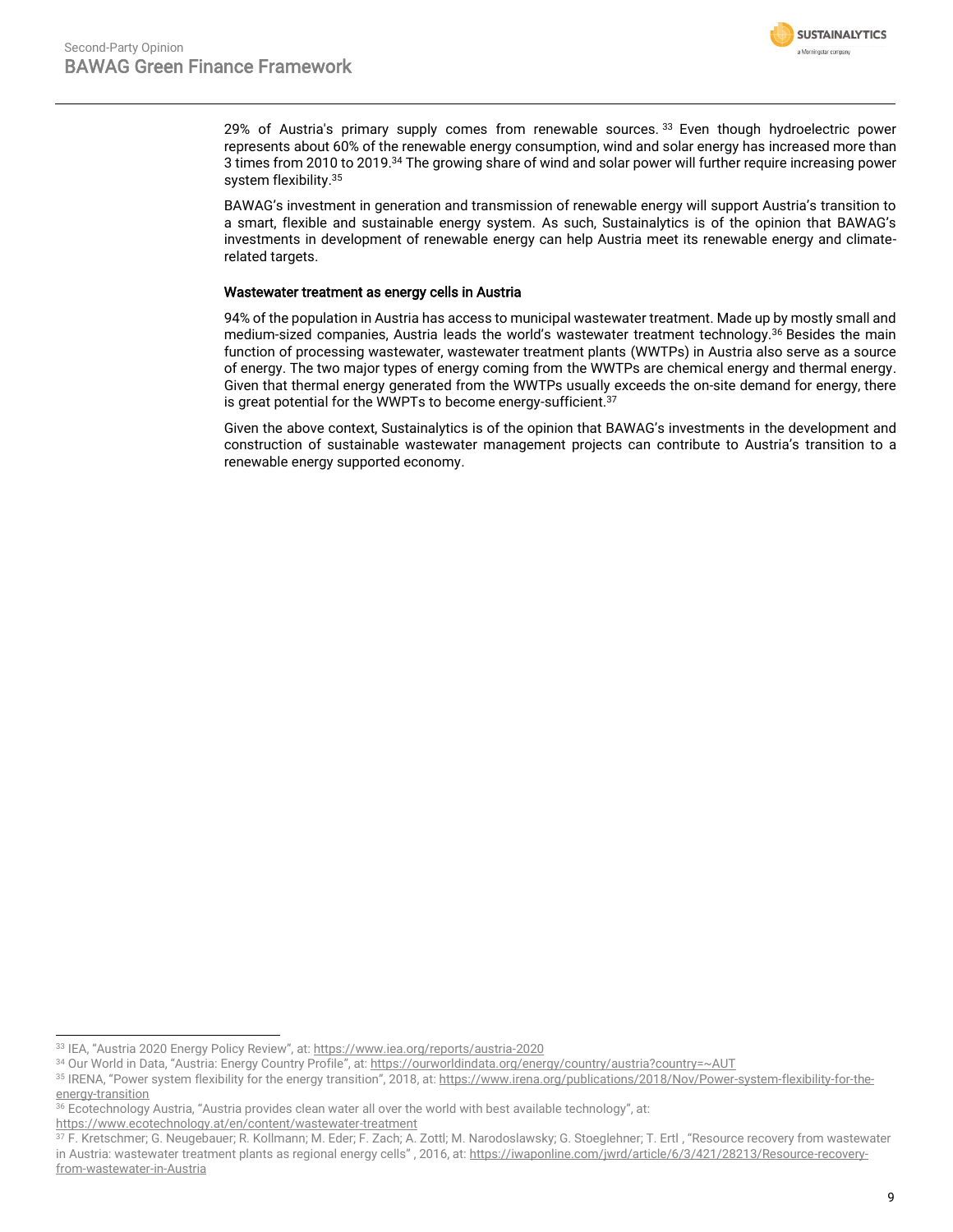29% of Austria's primary supply comes from renewable sources.[33] Even though hydroelectric power represents about 60% of the renewable energy consumption, wind and solar energy has increased more than 3 times from 2010 to 2019.[34] The growing share of wind and solar power will further require increasing power system flexibility.[35]

BAWAG's investment in generation and transmission of renewable energy will support Austria's transition to a smart, flexible and sustainable energy system. As such, Sustainalytics is of the opinion that BAWAG's investments in development of renewable energy can help Austria meet its renewable energy and climate-related targets.

**Wastewater treatment as energy cells in Austria**

94% of the population in Austria has access to municipal wastewater treatment. Made up by mostly small and medium-sized companies, Austria leads the world's wastewater treatment technology.[36] Besides the main function of processing wastewater, wastewater treatment plants (WWTPs) in Austria also serve as a source of energy. The two major types of energy coming from the WWTPs are chemical energy and thermal energy. Given that thermal energy generated from the WWTPs usually exceeds the on-site demand for energy, there is great potential for the WWPTs to become energy-sufficient.[37]

Given the above context, Sustainalytics is of the opinion that BAWAG's investments in the development and construction of sustainable wastewater management projects can contribute to Austria's transition to a renewable energy supported economy.

---

[33] IEA, "Austria 2020 Energy Policy Review", at: https://www.iea.org/reports/austria-2020

[34] Our World in Data, "Austria: Energy Country Profile", at: https://ourworldindata.org/energy/country/austria?country=~AUT

[35] IRENA, "Power system flexibility for the energy transition", 2018, at: https://www.irena.org/publications/2018/Nov/Power-system-flexibility-for-the-energy-transition

[36] Ecotechnology Austria, "Austria provides clean water all over the world with best available technology", at: https://www.ecotechnology.at/en/content/wastewater-treatment

[37] F. Kretschmer; G. Neugebauer; R. Kollmann; M. Eder; F. Zach; A. Zottl; M. Narodoslawsky; G. Stoeglehner; T. Ertl , "Resource recovery from wastewater in Austria: wastewater treatment plants as regional energy cells" , 2016, at: https://iwaponline.com/jwrd/article/6/3/421/28213/Resource-recovery-from-wastewater-in-Austria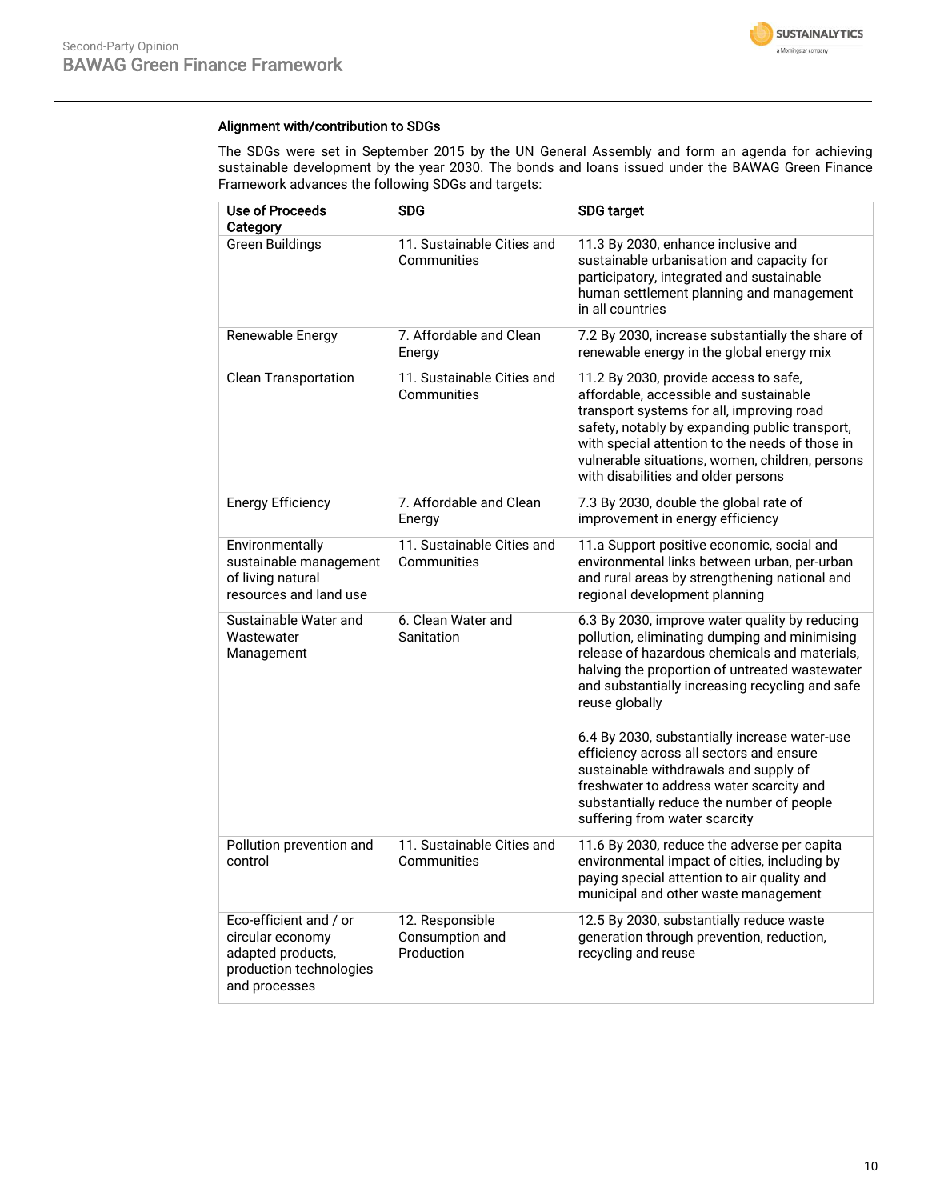### Alignment with/contribution to SDGs

The SDGs were set in September 2015 by the UN General Assembly and form an agenda for achieving sustainable development by the year 2030. The bonds and loans issued under the BAWAG Green Finance Framework advances the following SDGs and targets:

| Use of Proceeds Category | SDG | SDG target |
|---|---|---|
| Green Buildings | 11. Sustainable Cities and Communities | 11.3 By 2030, enhance inclusive and sustainable urbanisation and capacity for participatory, integrated and sustainable human settlement planning and management in all countries |
| Renewable Energy | 7. Affordable and Clean Energy | 7.2 By 2030, increase substantially the share of renewable energy in the global energy mix |
| Clean Transportation | 11. Sustainable Cities and Communities | 11.2 By 2030, provide access to safe, affordable, accessible and sustainable transport systems for all, improving road safety, notably by expanding public transport, with special attention to the needs of those in vulnerable situations, women, children, persons with disabilities and older persons |
| Energy Efficiency | 7. Affordable and Clean Energy | 7.3 By 2030, double the global rate of improvement in energy efficiency |
| Environmentally sustainable management of living natural resources and land use | 11. Sustainable Cities and Communities | 11.a Support positive economic, social and environmental links between urban, per-urban and rural areas by strengthening national and regional development planning |
| Sustainable Water and Wastewater Management | 6. Clean Water and Sanitation | 6.3 By 2030, improve water quality by reducing pollution, eliminating dumping and minimising release of hazardous chemicals and materials, halving the proportion of untreated wastewater and substantially increasing recycling and safe reuse globally<br><br>6.4 By 2030, substantially increase water-use efficiency across all sectors and ensure sustainable withdrawals and supply of freshwater to address water scarcity and substantially reduce the number of people suffering from water scarcity |
| Pollution prevention and control | 11. Sustainable Cities and Communities | 11.6 By 2030, reduce the adverse per capita environmental impact of cities, including by paying special attention to air quality and municipal and other waste management |
| Eco-efficient and / or circular economy adapted products, production technologies and processes | 12. Responsible Consumption and Production | 12.5 By 2030, substantially reduce waste generation through prevention, reduction, recycling and reuse |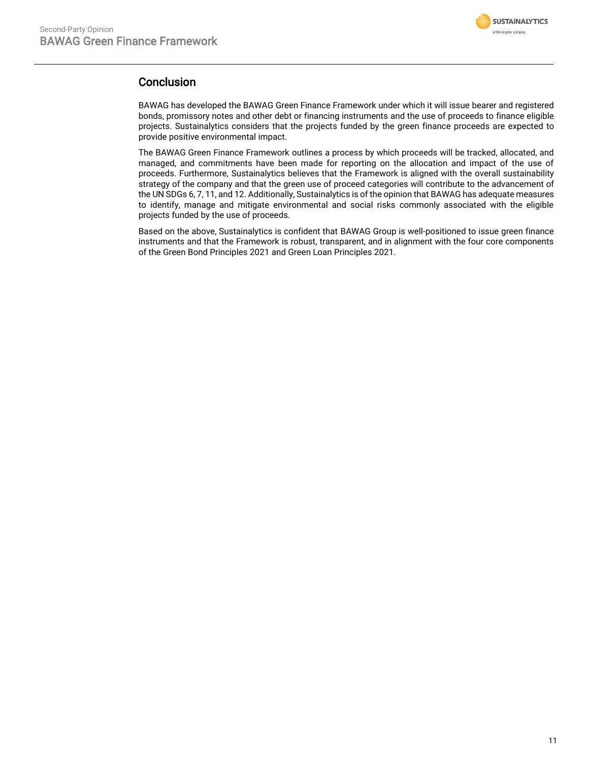## Conclusion

BAWAG has developed the BAWAG Green Finance Framework under which it will issue bearer and registered bonds, promissory notes and other debt or financing instruments and the use of proceeds to finance eligible projects. Sustainalytics considers that the projects funded by the green finance proceeds are expected to provide positive environmental impact.

The BAWAG Green Finance Framework outlines a process by which proceeds will be tracked, allocated, and managed, and commitments have been made for reporting on the allocation and impact of the use of proceeds. Furthermore, Sustainalytics believes that the Framework is aligned with the overall sustainability strategy of the company and that the green use of proceed categories will contribute to the advancement of the UN SDGs 6, 7, 11, and 12. Additionally, Sustainalytics is of the opinion that BAWAG has adequate measures to identify, manage and mitigate environmental and social risks commonly associated with the eligible projects funded by the use of proceeds.

Based on the above, Sustainalytics is confident that BAWAG Group is well-positioned to issue green finance instruments and that the Framework is robust, transparent, and in alignment with the four core components of the Green Bond Principles 2021 and Green Loan Principles 2021.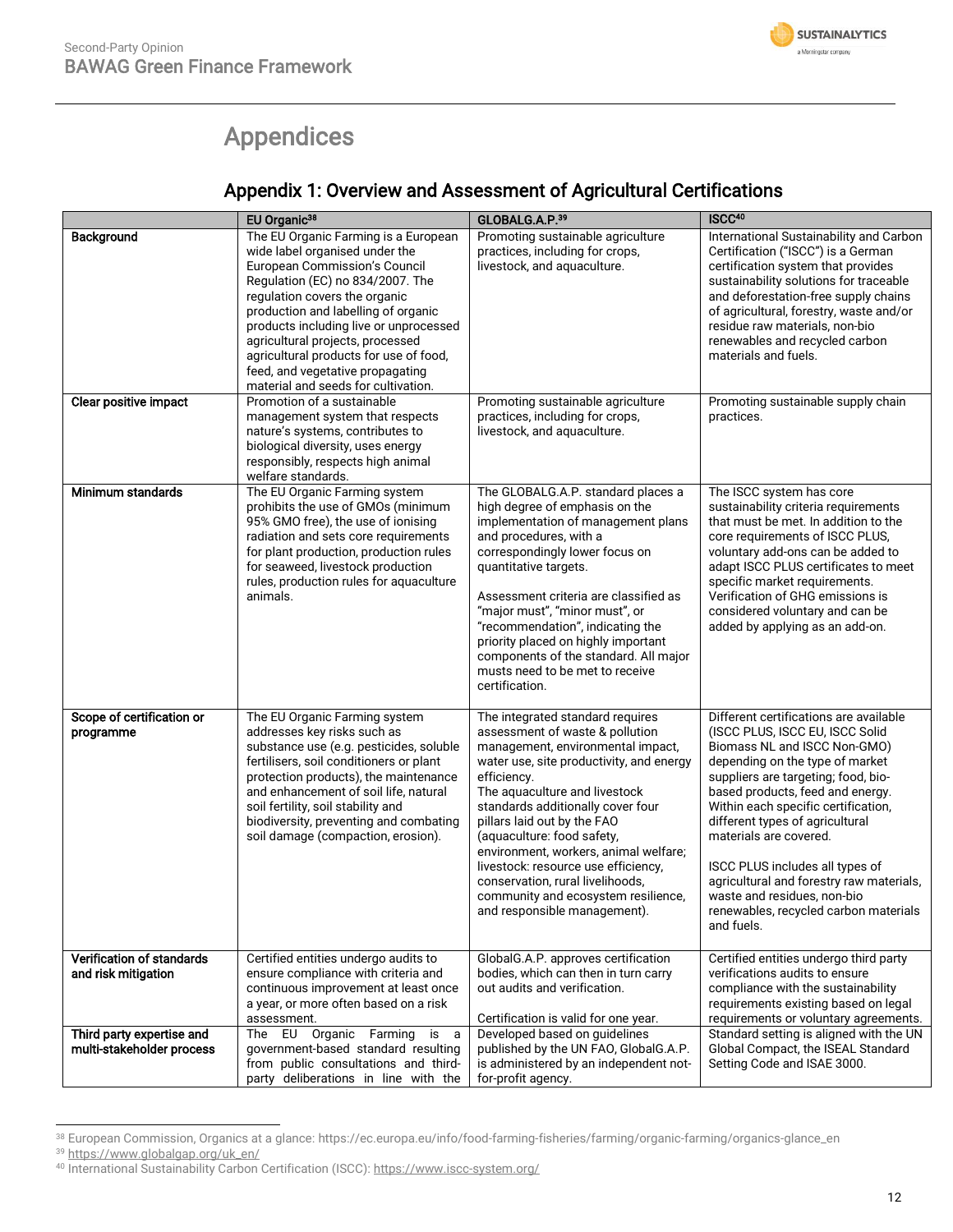# Appendices

## Appendix 1: Overview and Assessment of Agricultural Certifications

| | EU Organic[38] | GLOBALG.A.P.[39] | ISCC[40] |
|---|---|---|---|
| **Background** | The EU Organic Farming is a European wide label organised under the European Commission's Council Regulation (EC) no 834/2007. The regulation covers the organic production and labelling of organic products including live or unprocessed agricultural projects, processed agricultural products for use of food, feed, and vegetative propagating material and seeds for cultivation. | Promoting sustainable agriculture practices, including for crops, livestock, and aquaculture. | International Sustainability and Carbon Certification ("ISCC") is a German certification system that provides sustainability solutions for traceable and deforestation-free supply chains of agricultural, forestry, waste and/or residue raw materials, non-bio renewables and recycled carbon materials and fuels. |
| **Clear positive impact** | Promotion of a sustainable management system that respects nature's systems, contributes to biological diversity, uses energy responsibly, respects high animal welfare standards. | Promoting sustainable agriculture practices, including for crops, livestock, and aquaculture. | Promoting sustainable supply chain practices. |
| **Minimum standards** | The EU Organic Farming system prohibits the use of GMOs (minimum 95% GMO free), the use of ionising radiation and sets core requirements for plant production, production rules for seaweed, livestock production rules, production rules for aquaculture animals. | The GLOBALG.A.P. standard places a high degree of emphasis on the implementation of management plans and procedures, with a correspondingly lower focus on quantitative targets.<br><br>Assessment criteria are classified as "major must", "minor must", or "recommendation", indicating the priority placed on highly important components of the standard. All major musts need to be met to receive certification. | The ISCC system has core sustainability criteria requirements that must be met. In addition to the core requirements of ISCC PLUS, voluntary add-ons can be added to adapt ISCC PLUS certificates to meet specific market requirements. Verification of GHG emissions is considered voluntary and can be added by applying as an add-on. |
| **Scope of certification or programme** | The EU Organic Farming system addresses key risks such as substance use (e.g. pesticides, soluble fertilisers, soil conditioners or plant protection products), the maintenance and enhancement of soil life, natural soil fertility, soil stability and biodiversity, preventing and combating soil damage (compaction, erosion). | The integrated standard requires assessment of waste & pollution management, environmental impact, water use, site productivity, and energy efficiency.<br>The aquaculture and livestock standards additionally cover four pillars laid out by the FAO (aquaculture: food safety, environment, workers, animal welfare; livestock: resource use efficiency, conservation, rural livelihoods, community and ecosystem resilience, and responsible management). | Different certifications are available (ISCC PLUS, ISCC EU, ISCC Solid Biomass NL and ISCC Non-GMO) depending on the type of market suppliers are targeting; food, bio-based products, feed and energy. Within each specific certification, different types of agricultural materials are covered.<br><br>ISCC PLUS includes all types of agricultural and forestry raw materials, waste and residues, non-bio renewables, recycled carbon materials and fuels. |
| **Verification of standards and risk mitigation** | Certified entities undergo audits to ensure compliance with criteria and continuous improvement at least once a year, or more often based on a risk assessment. | GlobalG.A.P. approves certification bodies, which can then in turn carry out audits and verification.<br><br>Certification is valid for one year. | Certified entities undergo third party verifications audits to ensure compliance with the sustainability requirements existing based on legal requirements or voluntary agreements. |
| **Third party expertise and multi-stakeholder process** | The EU Organic Farming is a government-based standard resulting from public consultations and third-party deliberations in line with the | Developed based on guidelines published by the UN FAO, GlobalG.A.P. is administered by an independent not-for-profit agency. | Standard setting is aligned with the UN Global Compact, the ISEAL Standard Setting Code and ISAE 3000. |

[38] European Commission, Organics at a glance: https://ec.europa.eu/info/food-farming-fisheries/farming/organic-farming/organics-glance_en

[39] https://www.globalgap.org/uk_en/

[40] International Sustainability Carbon Certification (ISCC): https://www.iscc-system.org/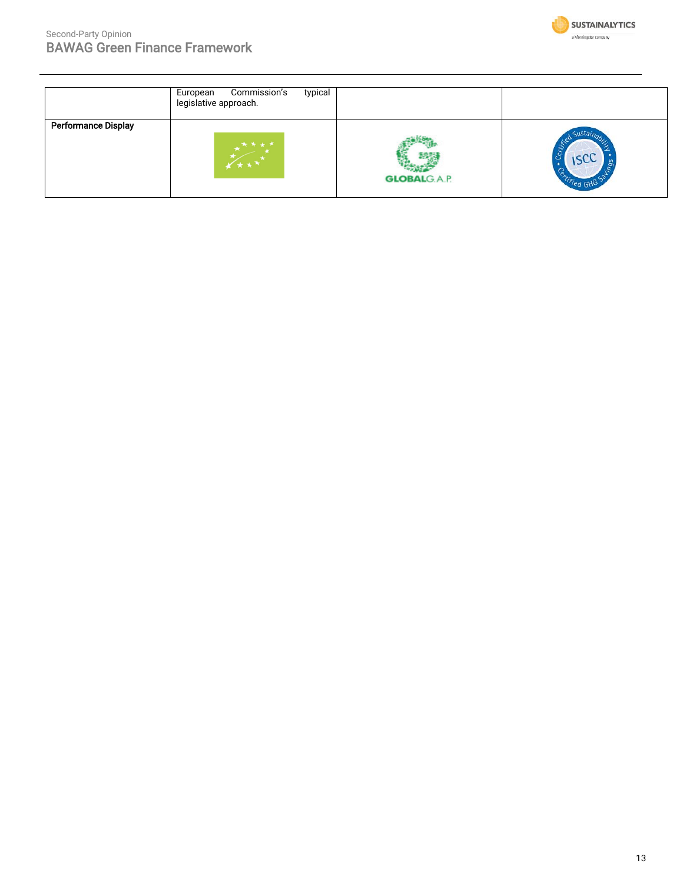|  | European Commission's typical legislative approach. |  |  |
| --- | --- | --- | --- |
| **Performance Display** |  |  |  |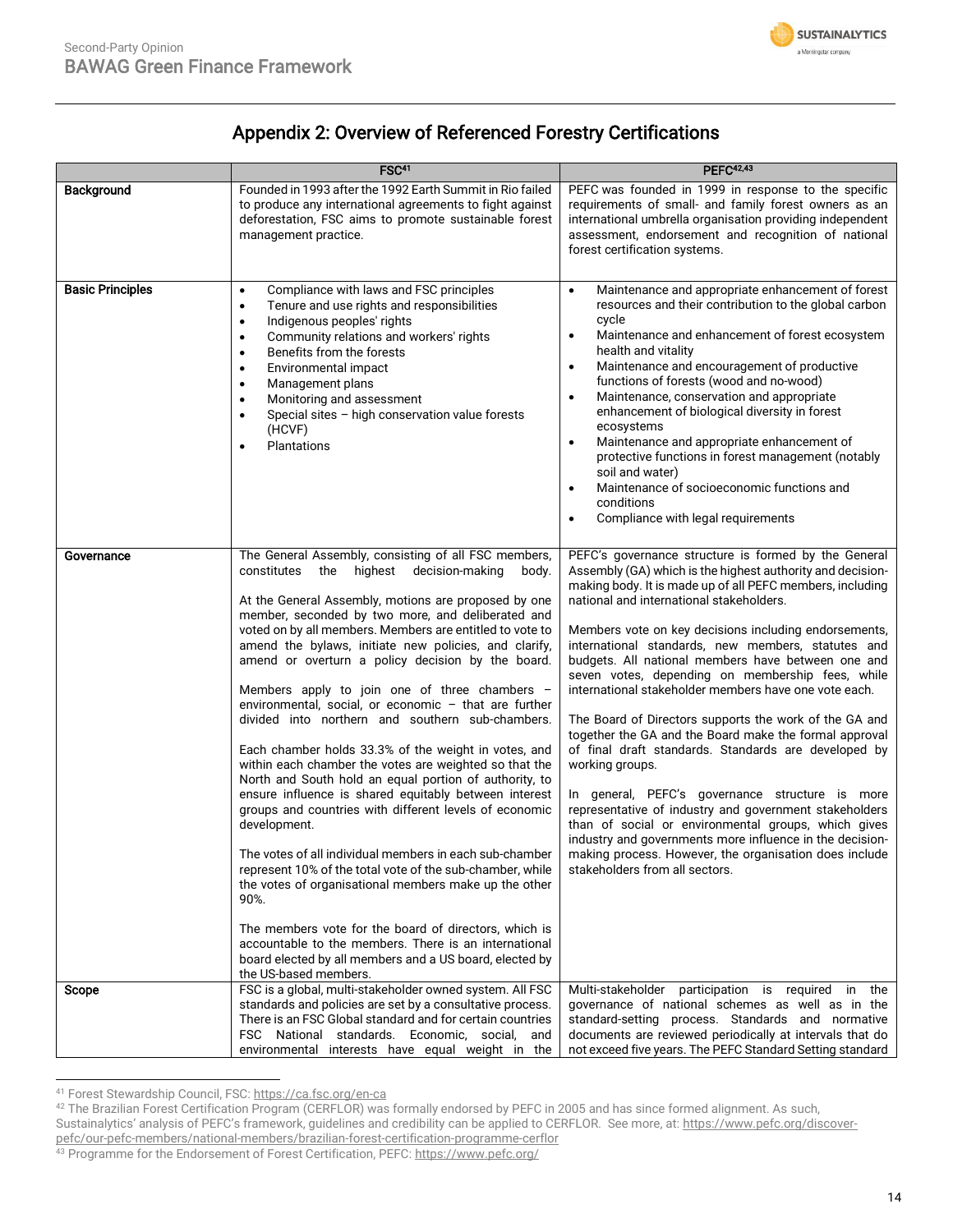## Appendix 2: Overview of Referenced Forestry Certifications

| | FSC[41] | PEFC[42,43] |
|---|---|---|
| **Background** | Founded in 1993 after the 1992 Earth Summit in Rio failed to produce any international agreements to fight against deforestation, FSC aims to promote sustainable forest management practice. | PEFC was founded in 1999 in response to the specific requirements of small- and family forest owners as an international umbrella organisation providing independent assessment, endorsement and recognition of national forest certification systems. |
| **Basic Principles** | • Compliance with laws and FSC principles<br>• Tenure and use rights and responsibilities<br>• Indigenous peoples' rights<br>• Community relations and workers' rights<br>• Benefits from the forests<br>• Environmental impact<br>• Management plans<br>• Monitoring and assessment<br>• Special sites – high conservation value forests (HCVF)<br>• Plantations | • Maintenance and appropriate enhancement of forest resources and their contribution to the global carbon cycle<br>• Maintenance and enhancement of forest ecosystem health and vitality<br>• Maintenance and encouragement of productive functions of forests (wood and no-wood)<br>• Maintenance, conservation and appropriate enhancement of biological diversity in forest ecosystems<br>• Maintenance and appropriate enhancement of protective functions in forest management (notably soil and water)<br>• Maintenance of socioeconomic functions and conditions<br>• Compliance with legal requirements |
| **Governance** | The General Assembly, consisting of all FSC members, constitutes the highest decision-making body.<br><br>At the General Assembly, motions are proposed by one member, seconded by two more, and deliberated and voted on by all members. Members are entitled to vote to amend the bylaws, initiate new policies, and clarify, amend or overturn a policy decision by the board.<br><br>Members apply to join one of three chambers – environmental, social, or economic – that are further divided into northern and southern sub-chambers.<br><br>Each chamber holds 33.3% of the weight in votes, and within each chamber the votes are weighted so that the North and South hold an equal portion of authority, to ensure influence is shared equitably between interest groups and countries with different levels of economic development.<br><br>The votes of all individual members in each sub-chamber represent 10% of the total vote of the sub-chamber, while the votes of organisational members make up the other 90%.<br><br>The members vote for the board of directors, which is accountable to the members. There is an international board elected by all members and a US board, elected by the US-based members. | PEFC's governance structure is formed by the General Assembly (GA) which is the highest authority and decision-making body. It is made up of all PEFC members, including national and international stakeholders.<br><br>Members vote on key decisions including endorsements, international standards, new members, statutes and budgets. All national members have between one and seven votes, depending on membership fees, while international stakeholder members have one vote each.<br><br>The Board of Directors supports the work of the GA and together the GA and the Board make the formal approval of final draft standards. Standards are developed by working groups.<br><br>In general, PEFC's governance structure is more representative of industry and government stakeholders than of social or environmental groups, which gives industry and governments more influence in the decision-making process. However, the organisation does include stakeholders from all sectors. |
| **Scope** | FSC is a global, multi-stakeholder owned system. All FSC standards and policies are set by a consultative process. There is an FSC Global standard and for certain countries FSC National standards. Economic, social, and environmental interests have equal weight in the | Multi-stakeholder participation is required in the governance of national schemes as well as in the standard-setting process. Standards and normative documents are reviewed periodically at intervals that do not exceed five years. The PEFC Standard Setting standard |

[41] Forest Stewardship Council, FSC: https://ca.fsc.org/en-ca

[42] The Brazilian Forest Certification Program (CERFLOR) was formally endorsed by PEFC in 2005 and has since formed alignment. As such, Sustainalytics' analysis of PEFC's framework, guidelines and credibility can be applied to CERFLOR. See more, at: https://www.pefc.org/discover-pefc/our-pefc-members/national-members/brazilian-forest-certification-programme-cerflor

[43] Programme for the Endorsement of Forest Certification, PEFC: https://www.pefc.org/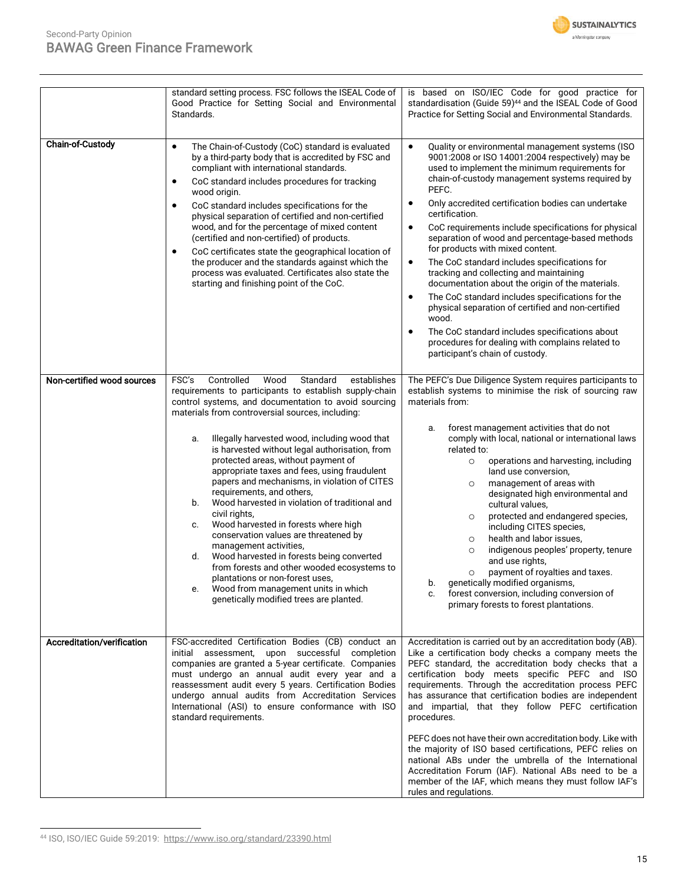| | | |
|---|---|---|
| | standard setting process. FSC follows the ISEAL Code of Good Practice for Setting Social and Environmental Standards. | is based on ISO/IEC Code for good practice for standardisation (Guide 59)[44] and the ISEAL Code of Good Practice for Setting Social and Environmental Standards. |
| **Chain-of-Custody** | • The Chain-of-Custody (CoC) standard is evaluated by a third-party body that is accredited by FSC and compliant with international standards.<br>• CoC standard includes procedures for tracking wood origin.<br>• CoC standard includes specifications for the physical separation of certified and non-certified wood, and for the percentage of mixed content (certified and non-certified) of products.<br>• CoC certificates state the geographical location of the producer and the standards against which the process was evaluated. Certificates also state the starting and finishing point of the CoC. | • Quality or environmental management systems (ISO 9001:2008 or ISO 14001:2004 respectively) may be used to implement the minimum requirements for chain-of-custody management systems required by PEFC.<br>• Only accredited certification bodies can undertake certification.<br>• CoC requirements include specifications for physical separation of wood and percentage-based methods for products with mixed content.<br>• The CoC standard includes specifications for tracking and collecting and maintaining documentation about the origin of the materials.<br>• The CoC standard includes specifications for the physical separation of certified and non-certified wood.<br>• The CoC standard includes specifications about procedures for dealing with complains related to participant's chain of custody. |
| **Non-certified wood sources** | FSC's Controlled Wood Standard establishes requirements to participants to establish supply-chain control systems, and documentation to avoid sourcing materials from controversial sources, including:<br><br>a. Illegally harvested wood, including wood that is harvested without legal authorisation, from protected areas, without payment of appropriate taxes and fees, using fraudulent papers and mechanisms, in violation of CITES requirements, and others,<br>b. Wood harvested in violation of traditional and civil rights,<br>c. Wood harvested in forests where high conservation values are threatened by management activities,<br>d. Wood harvested in forests being converted from forests and other wooded ecosystems to plantations or non-forest uses,<br>e. Wood from management units in which genetically modified trees are planted. | The PEFC's Due Diligence System requires participants to establish systems to minimise the risk of sourcing raw materials from:<br><br>a. forest management activities that do not comply with local, national or international laws related to:<br>○ operations and harvesting, including land use conversion,<br>○ management of areas with designated high environmental and cultural values,<br>○ protected and endangered species, including CITES species,<br>○ health and labor issues,<br>○ indigenous peoples' property, tenure and use rights,<br>○ payment of royalties and taxes.<br>b. genetically modified organisms,<br>c. forest conversion, including conversion of primary forests to forest plantations. |
| **Accreditation/verification** | FSC-accredited Certification Bodies (CB) conduct an initial assessment, upon successful completion companies are granted a 5-year certificate. Companies must undergo an annual audit every year and a reassessment audit every 5 years. Certification Bodies undergo annual audits from Accreditation Services International (ASI) to ensure conformance with ISO standard requirements. | Accreditation is carried out by an accreditation body (AB). Like a certification body checks a company meets the PEFC standard, the accreditation body checks that a certification body meets specific PEFC and ISO requirements. Through the accreditation process PEFC has assurance that certification bodies are independent and impartial, that they follow PEFC certification procedures.<br><br>PEFC does not have their own accreditation body. Like with the majority of ISO based certifications, PEFC relies on national ABs under the umbrella of the International Accreditation Forum (IAF). National ABs need to be a member of the IAF, which means they must follow IAF's rules and regulations. |

[44] ISO, ISO/IEC Guide 59:2019: https://www.iso.org/standard/23390.html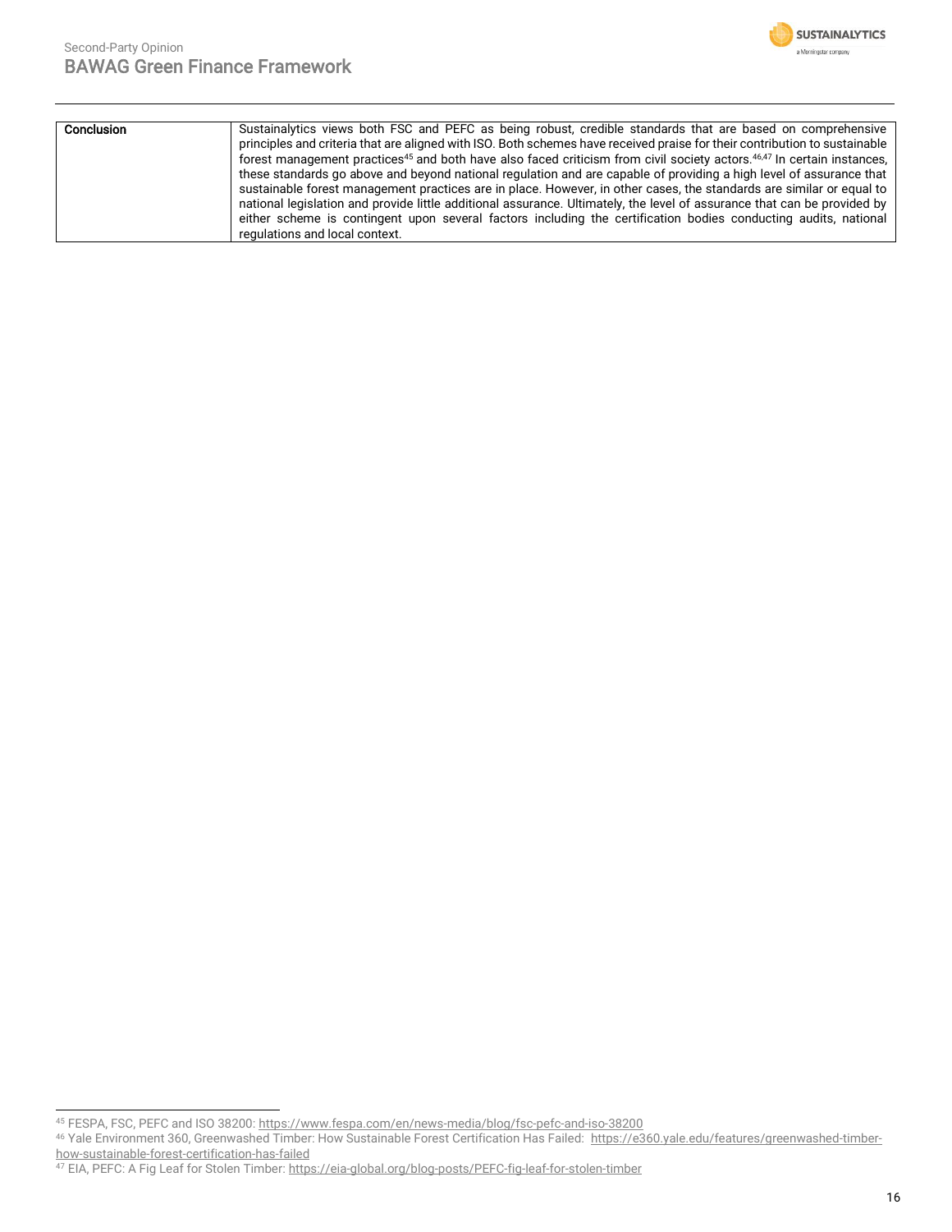| Conclusion | Sustainalytics views both FSC and PEFC as being robust, credible standards that are based on comprehensive principles and criteria that are aligned with ISO. Both schemes have received praise for their contribution to sustainable forest management practices[45] and both have also faced criticism from civil society actors.[46,47] In certain instances, these standards go above and beyond national regulation and are capable of providing a high level of assurance that sustainable forest management practices are in place. However, in other cases, the standards are similar or equal to national legislation and provide little additional assurance. Ultimately, the level of assurance that can be provided by either scheme is contingent upon several factors including the certification bodies conducting audits, national regulations and local context. |
|---|---|

[45] FESPA, FSC, PEFC and ISO 38200: https://www.fespa.com/en/news-media/blog/fsc-pefc-and-iso-38200

[46] Yale Environment 360, Greenwashed Timber: How Sustainable Forest Certification Has Failed: https://e360.yale.edu/features/greenwashed-timber-how-sustainable-forest-certification-has-failed

[47] EIA, PEFC: A Fig Leaf for Stolen Timber: https://eia-global.org/blog-posts/PEFC-fig-leaf-for-stolen-timber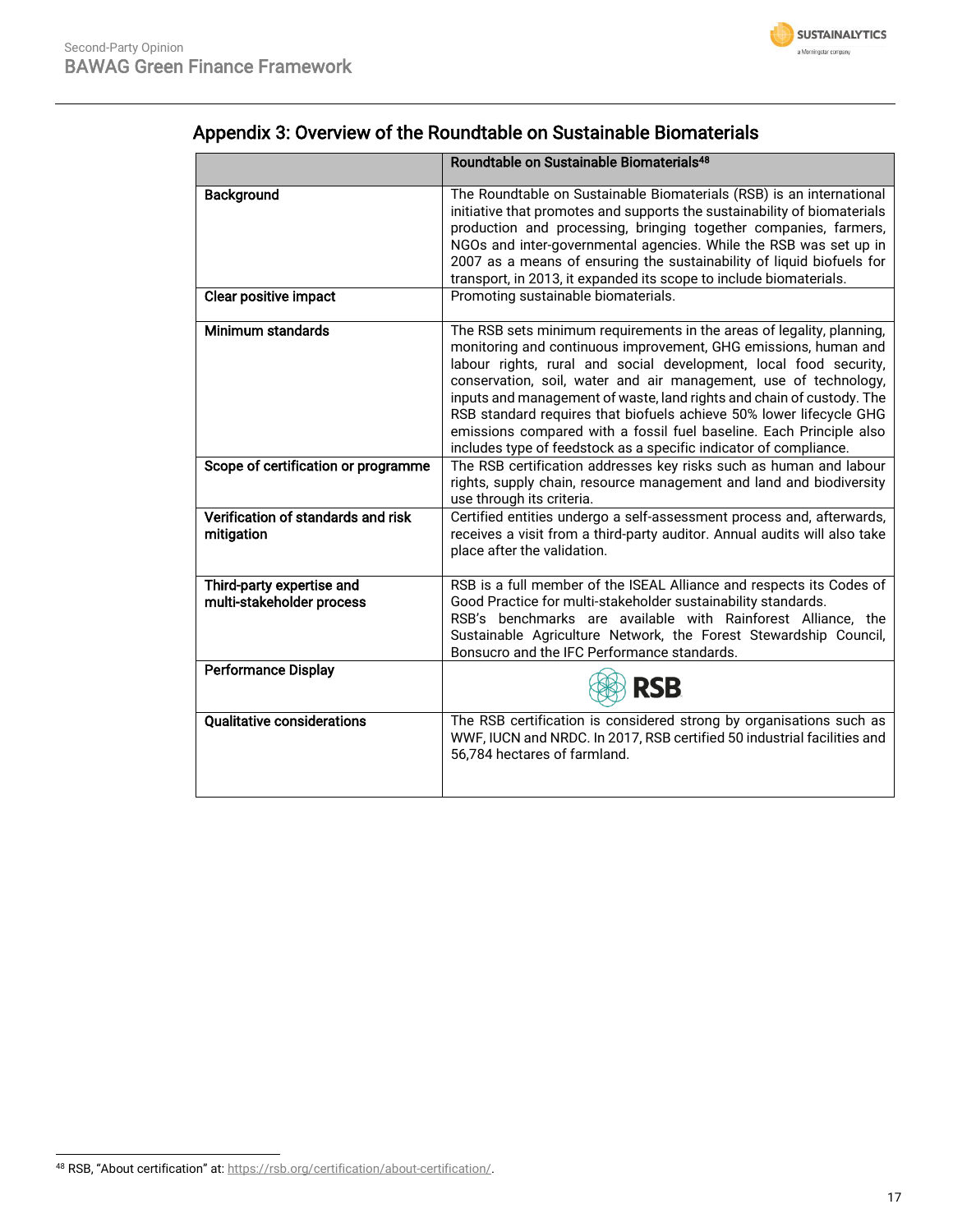## Appendix 3: Overview of the Roundtable on Sustainable Biomaterials

| | Roundtable on Sustainable Biomaterials[48] |
|---|---|
| **Background** | The Roundtable on Sustainable Biomaterials (RSB) is an international initiative that promotes and supports the sustainability of biomaterials production and processing, bringing together companies, farmers, NGOs and inter-governmental agencies. While the RSB was set up in 2007 as a means of ensuring the sustainability of liquid biofuels for transport, in 2013, it expanded its scope to include biomaterials. |
| **Clear positive impact** | Promoting sustainable biomaterials. |
| **Minimum standards** | The RSB sets minimum requirements in the areas of legality, planning, monitoring and continuous improvement, GHG emissions, human and labour rights, rural and social development, local food security, conservation, soil, water and air management, use of technology, inputs and management of waste, land rights and chain of custody. The RSB standard requires that biofuels achieve 50% lower lifecycle GHG emissions compared with a fossil fuel baseline. Each Principle also includes type of feedstock as a specific indicator of compliance. |
| **Scope of certification or programme** | The RSB certification addresses key risks such as human and labour rights, supply chain, resource management and land and biodiversity use through its criteria. |
| **Verification of standards and risk mitigation** | Certified entities undergo a self-assessment process and, afterwards, receives a visit from a third-party auditor. Annual audits will also take place after the validation. |
| **Third-party expertise and multi-stakeholder process** | RSB is a full member of the ISEAL Alliance and respects its Codes of Good Practice for multi-stakeholder sustainability standards. RSB's benchmarks are available with Rainforest Alliance, the Sustainable Agriculture Network, the Forest Stewardship Council, Bonsucro and the IFC Performance standards. |
| **Performance Display** | RSB |
| **Qualitative considerations** | The RSB certification is considered strong by organisations such as WWF, IUCN and NRDC. In 2017, RSB certified 50 industrial facilities and 56,784 hectares of farmland. |

[48] RSB, "About certification" at: https://rsb.org/certification/about-certification/.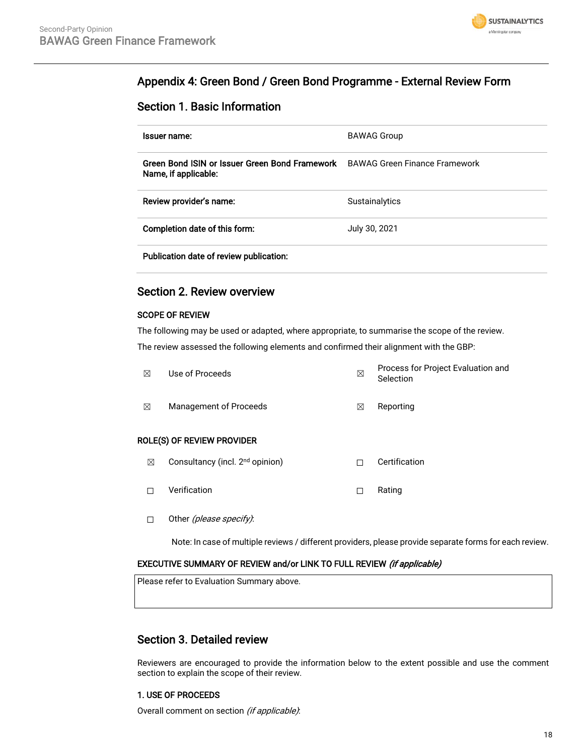## Appendix 4: Green Bond / Green Bond Programme - External Review Form

### Section 1. Basic Information

| | |
|---|---|
| **Issuer name:** | BAWAG Group |
| **Green Bond ISIN or Issuer Green Bond Framework Name, if applicable:** | BAWAG Green Finance Framework |
| **Review provider's name:** | Sustainalytics |
| **Completion date of this form:** | July 30, 2021 |
| **Publication date of review publication:** | |

### Section 2. Review overview

**SCOPE OF REVIEW**

The following may be used or adapted, where appropriate, to summarise the scope of the review.

The review assessed the following elements and confirmed their alignment with the GBP:

| | | | |
|---|---|---|---|
| ☒ | Use of Proceeds | ☒ | Process for Project Evaluation and Selection |
| ☒ | Management of Proceeds | ☒ | Reporting |

**ROLE(S) OF REVIEW PROVIDER**

| | | | |
|---|---|---|---|
| ☒ | Consultancy (incl. 2nd opinion) | ☐ | Certification |
| ☐ | Verification | ☐ | Rating |
| ☐ | Other *(please specify)*: | | |

Note: In case of multiple reviews / different providers, please provide separate forms for each review.

**EXECUTIVE SUMMARY OF REVIEW and/or LINK TO FULL REVIEW** ***(if applicable)***

Please refer to Evaluation Summary above.

### Section 3. Detailed review

Reviewers are encouraged to provide the information below to the extent possible and use the comment section to explain the scope of their review.

**1. USE OF PROCEEDS**

Overall comment on section *(if applicable)*: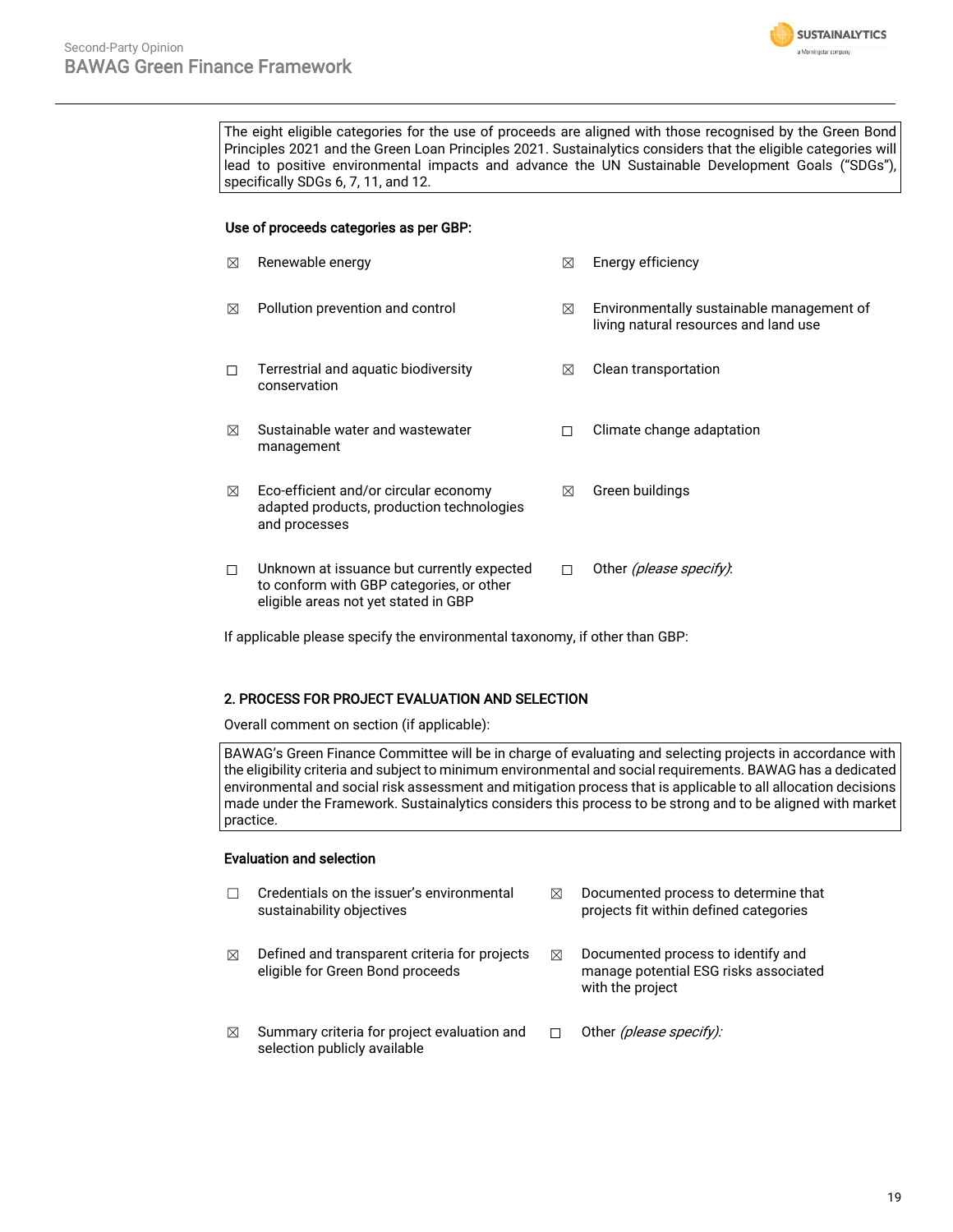The eight eligible categories for the use of proceeds are aligned with those recognised by the Green Bond Principles 2021 and the Green Loan Principles 2021. Sustainalytics considers that the eligible categories will lead to positive environmental impacts and advance the UN Sustainable Development Goals ("SDGs"), specifically SDGs 6, 7, 11, and 12.

**Use of proceeds categories as per GBP:**

- ☒ Renewable energy
- ☒ Energy efficiency
- ☒ Pollution prevention and control
- ☒ Environmentally sustainable management of living natural resources and land use
- ☐ Terrestrial and aquatic biodiversity conservation
- ☒ Clean transportation
- ☒ Sustainable water and wastewater management
- ☐ Climate change adaptation
- ☒ Eco-efficient and/or circular economy adapted products, production technologies and processes
- ☒ Green buildings
- ☐ Unknown at issuance but currently expected to conform with GBP categories, or other eligible areas not yet stated in GBP
- ☐ Other *(please specify)*:

If applicable please specify the environmental taxonomy, if other than GBP:

**2. PROCESS FOR PROJECT EVALUATION AND SELECTION**

Overall comment on section (if applicable):

BAWAG's Green Finance Committee will be in charge of evaluating and selecting projects in accordance with the eligibility criteria and subject to minimum environmental and social requirements. BAWAG has a dedicated environmental and social risk assessment and mitigation process that is applicable to all allocation decisions made under the Framework. Sustainalytics considers this process to be strong and to be aligned with market practice.

**Evaluation and selection**

- ☐ Credentials on the issuer's environmental sustainability objectives
- ☒ Documented process to determine that projects fit within defined categories
- ☒ Defined and transparent criteria for projects eligible for Green Bond proceeds
- ☒ Documented process to identify and manage potential ESG risks associated with the project
- ☒ Summary criteria for project evaluation and selection publicly available
- ☐ Other *(please specify)*: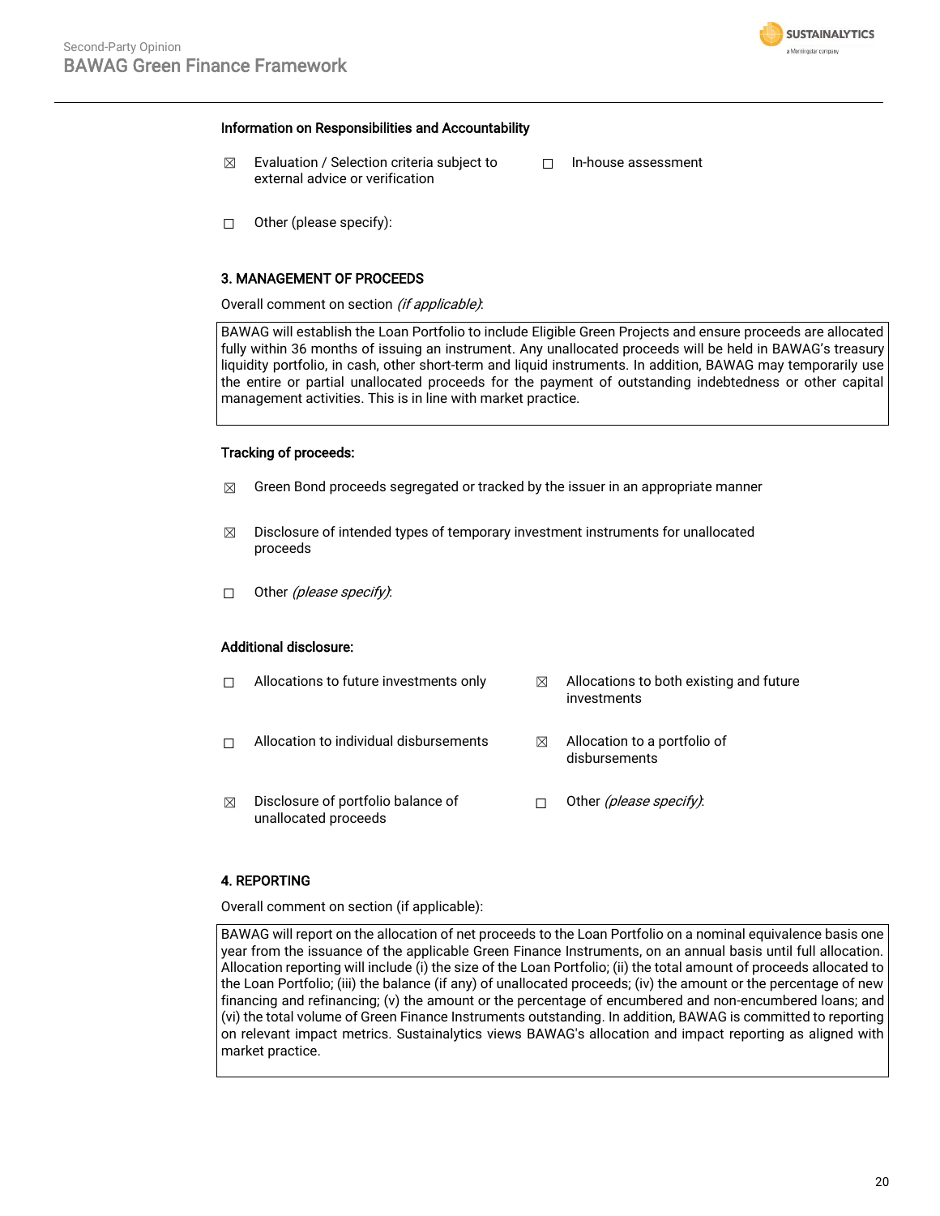**Information on Responsibilities and Accountability**

- ☒ Evaluation / Selection criteria subject to external advice or verification
- ☐ In-house assessment
- ☐ Other (please specify):

**3. MANAGEMENT OF PROCEEDS**

Overall comment on section *(if applicable)*:

| BAWAG will establish the Loan Portfolio to include Eligible Green Projects and ensure proceeds are allocated fully within 36 months of issuing an instrument. Any unallocated proceeds will be held in BAWAG's treasury liquidity portfolio, in cash, other short-term and liquid instruments. In addition, BAWAG may temporarily use the entire or partial unallocated proceeds for the payment of outstanding indebtedness or other capital management activities. This is in line with market practice. |
|---|

**Tracking of proceeds:**

- ☒ Green Bond proceeds segregated or tracked by the issuer in an appropriate manner
- ☒ Disclosure of intended types of temporary investment instruments for unallocated proceeds
- ☐ Other *(please specify)*:

**Additional disclosure:**

- ☐ Allocations to future investments only
- ☒ Allocations to both existing and future investments
- ☐ Allocation to individual disbursements
- ☒ Allocation to a portfolio of disbursements
- ☒ Disclosure of portfolio balance of unallocated proceeds
- ☐ Other *(please specify)*:

**4. REPORTING**

Overall comment on section (if applicable):

| BAWAG will report on the allocation of net proceeds to the Loan Portfolio on a nominal equivalence basis one year from the issuance of the applicable Green Finance Instruments, on an annual basis until full allocation. Allocation reporting will include (i) the size of the Loan Portfolio; (ii) the total amount of proceeds allocated to the Loan Portfolio; (iii) the balance (if any) of unallocated proceeds; (iv) the amount or the percentage of new financing and refinancing; (v) the amount or the percentage of encumbered and non-encumbered loans; and (vi) the total volume of Green Finance Instruments outstanding. In addition, BAWAG is committed to reporting on relevant impact metrics. Sustainalytics views BAWAG's allocation and impact reporting as aligned with market practice. |
|---|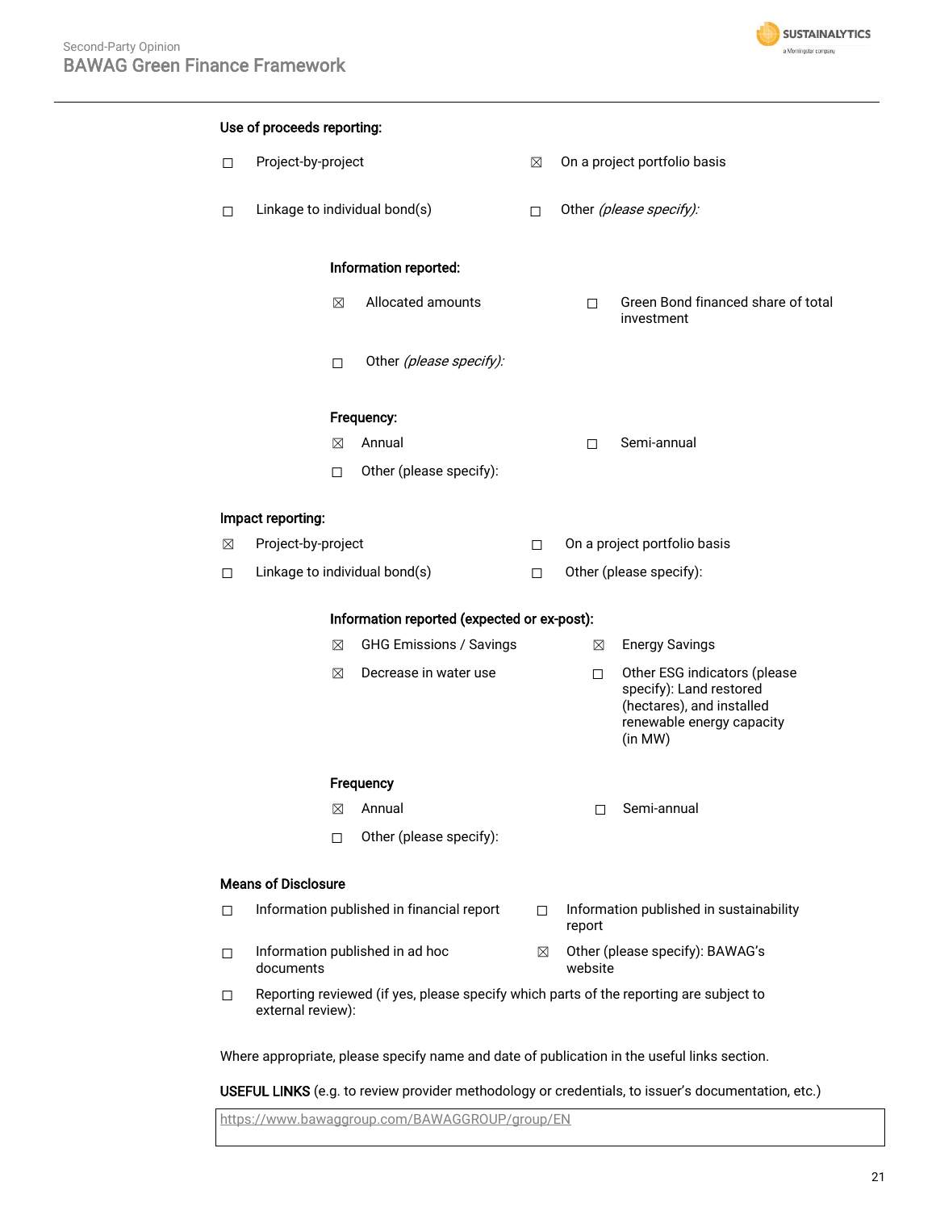**Use of proceeds reporting:**

☐ Project-by-project

☒ On a project portfolio basis

☐ Linkage to individual bond(s)

☐ Other *(please specify):*

**Information reported:**

☒ Allocated amounts

☐ Green Bond financed share of total investment

☐ Other *(please specify):*

**Frequency:**

☒ Annual

☐ Semi-annual

☐ Other (please specify):

**Impact reporting:**

☒ Project-by-project

☐ On a project portfolio basis

☐ Linkage to individual bond(s)

☐ Other (please specify):

**Information reported (expected or ex-post):**

☒ GHG Emissions / Savings

☒ Energy Savings

☒ Decrease in water use

☐ Other ESG indicators (please specify): Land restored (hectares), and installed renewable energy capacity (in MW)

**Frequency**

☒ Annual

☐ Semi-annual

☐ Other (please specify):

**Means of Disclosure**

☐ Information published in financial report

☐ Information published in sustainability report

☐ Information published in ad hoc documents

☒ Other (please specify): BAWAG's website

☐ Reporting reviewed (if yes, please specify which parts of the reporting are subject to external review):

Where appropriate, please specify name and date of publication in the useful links section.

**USEFUL LINKS** (e.g. to review provider methodology or credentials, to issuer's documentation, etc.)

| https://www.bawaggroup.com/BAWAGGROUP/group/EN |
|---|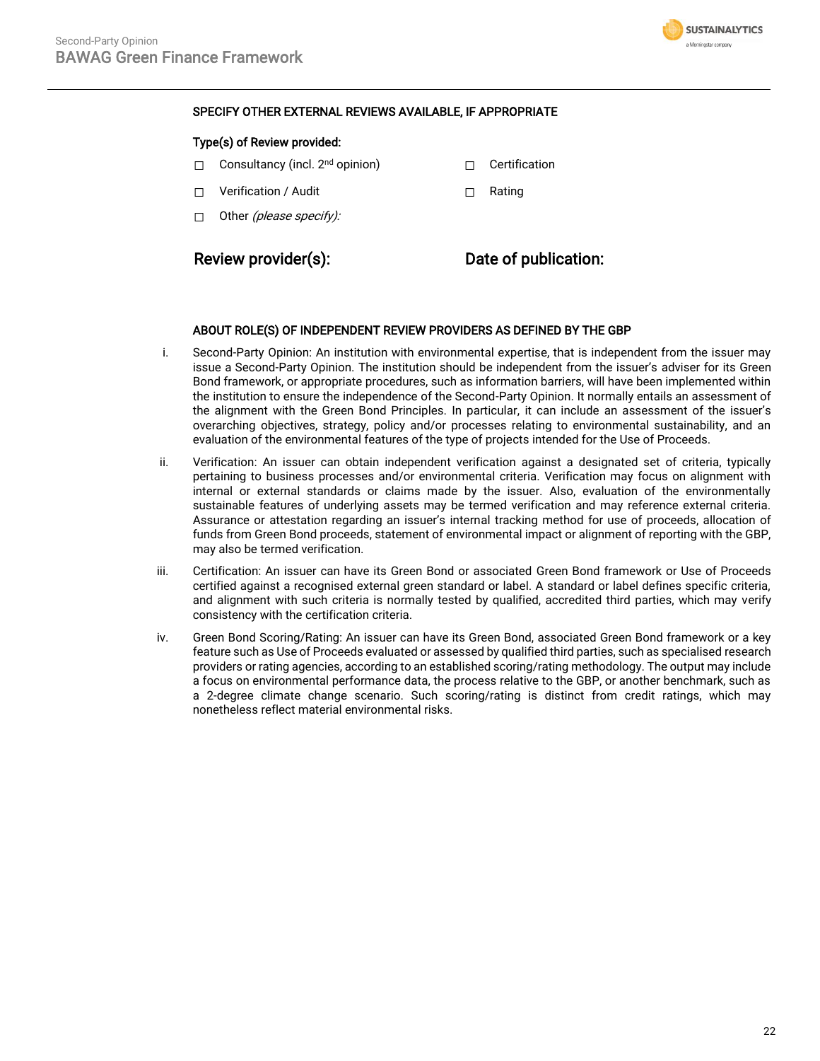SPECIFY OTHER EXTERNAL REVIEWS AVAILABLE, IF APPROPRIATE

**Type(s) of Review provided:**

| | | | |
|---|---|---|---|
| ☐ | Consultancy (incl. 2nd opinion) | ☐ | Certification |
| ☐ | Verification / Audit | ☐ | Rating |
| ☐ | Other *(please specify):* | | |

| **Review provider(s):** | **Date of publication:** |
|---|---|
| | |

ABOUT ROLE(S) OF INDEPENDENT REVIEW PROVIDERS AS DEFINED BY THE GBP

i. Second-Party Opinion: An institution with environmental expertise, that is independent from the issuer may issue a Second-Party Opinion. The institution should be independent from the issuer's adviser for its Green Bond framework, or appropriate procedures, such as information barriers, will have been implemented within the institution to ensure the independence of the Second-Party Opinion. It normally entails an assessment of the alignment with the Green Bond Principles. In particular, it can include an assessment of the issuer's overarching objectives, strategy, policy and/or processes relating to environmental sustainability, and an evaluation of the environmental features of the type of projects intended for the Use of Proceeds.

ii. Verification: An issuer can obtain independent verification against a designated set of criteria, typically pertaining to business processes and/or environmental criteria. Verification may focus on alignment with internal or external standards or claims made by the issuer. Also, evaluation of the environmentally sustainable features of underlying assets may be termed verification and may reference external criteria. Assurance or attestation regarding an issuer's internal tracking method for use of proceeds, allocation of funds from Green Bond proceeds, statement of environmental impact or alignment of reporting with the GBP, may also be termed verification.

iii. Certification: An issuer can have its Green Bond or associated Green Bond framework or Use of Proceeds certified against a recognised external green standard or label. A standard or label defines specific criteria, and alignment with such criteria is normally tested by qualified, accredited third parties, which may verify consistency with the certification criteria.

iv. Green Bond Scoring/Rating: An issuer can have its Green Bond, associated Green Bond framework or a key feature such as Use of Proceeds evaluated or assessed by qualified third parties, such as specialised research providers or rating agencies, according to an established scoring/rating methodology. The output may include a focus on environmental performance data, the process relative to the GBP, or another benchmark, such as a 2-degree climate change scenario. Such scoring/rating is distinct from credit ratings, which may nonetheless reflect material environmental risks.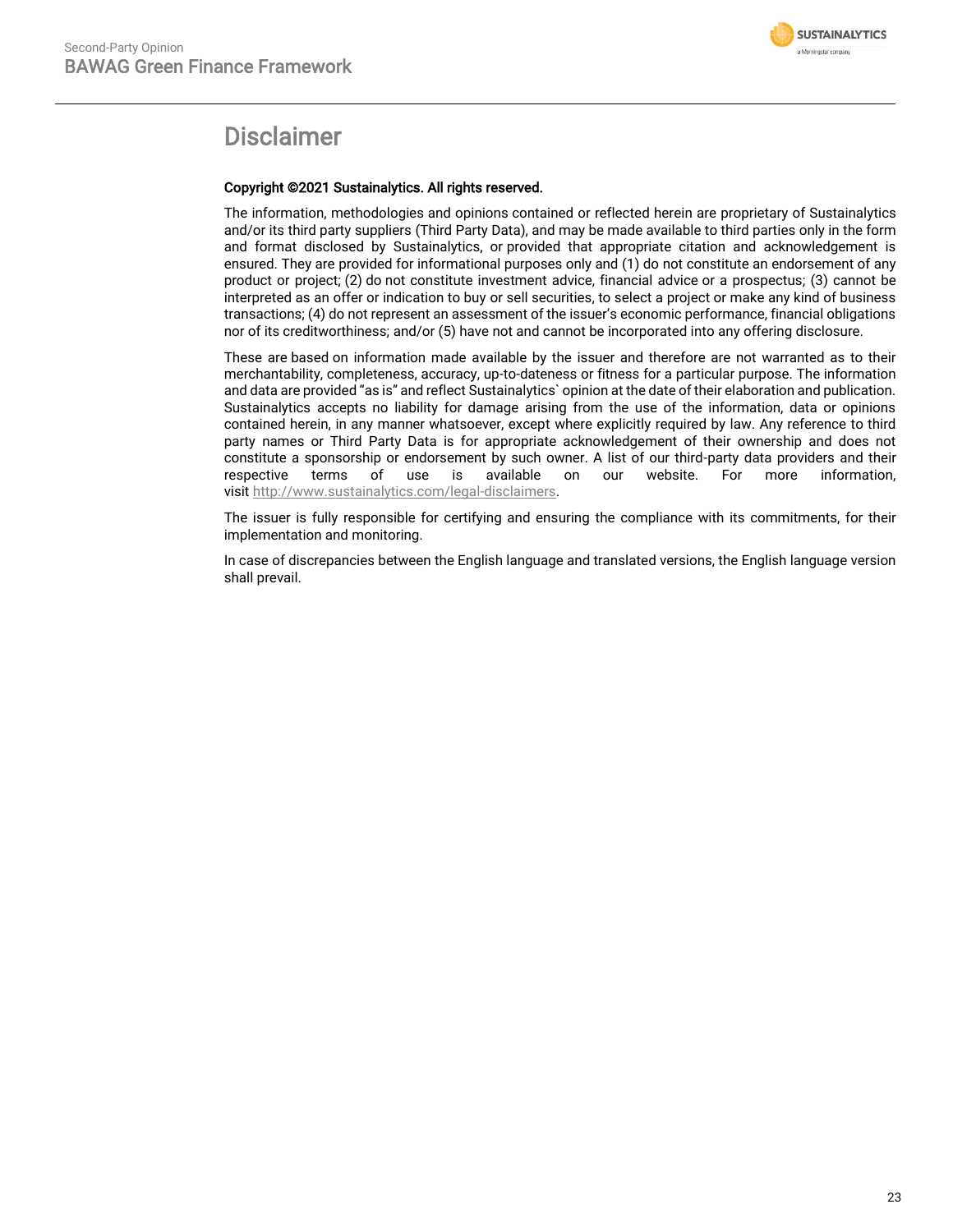# Disclaimer

**Copyright ©2021 Sustainalytics. All rights reserved.**

The information, methodologies and opinions contained or reflected herein are proprietary of Sustainalytics and/or its third party suppliers (Third Party Data), and may be made available to third parties only in the form and format disclosed by Sustainalytics, or provided that appropriate citation and acknowledgement is ensured. They are provided for informational purposes only and (1) do not constitute an endorsement of any product or project; (2) do not constitute investment advice, financial advice or a prospectus; (3) cannot be interpreted as an offer or indication to buy or sell securities, to select a project or make any kind of business transactions; (4) do not represent an assessment of the issuer's economic performance, financial obligations nor of its creditworthiness; and/or (5) have not and cannot be incorporated into any offering disclosure.

These are based on information made available by the issuer and therefore are not warranted as to their merchantability, completeness, accuracy, up-to-dateness or fitness for a particular purpose. The information and data are provided "as is" and reflect Sustainalytics` opinion at the date of their elaboration and publication. Sustainalytics accepts no liability for damage arising from the use of the information, data or opinions contained herein, in any manner whatsoever, except where explicitly required by law. Any reference to third party names or Third Party Data is for appropriate acknowledgement of their ownership and does not constitute a sponsorship or endorsement by such owner. A list of our third-party data providers and their respective terms of use is available on our website. For more information, visit http://www.sustainalytics.com/legal-disclaimers.

The issuer is fully responsible for certifying and ensuring the compliance with its commitments, for their implementation and monitoring.

In case of discrepancies between the English language and translated versions, the English language version shall prevail.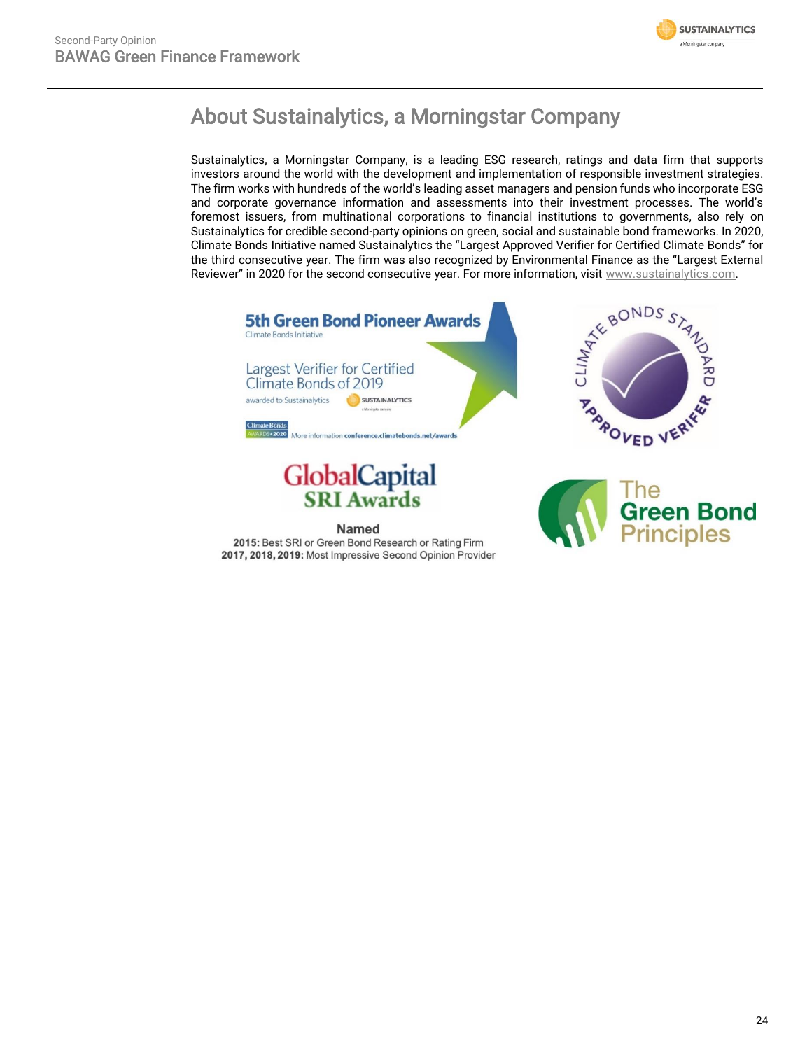## About Sustainalytics, a Morningstar Company

Sustainalytics, a Morningstar Company, is a leading ESG research, ratings and data firm that supports investors around the world with the development and implementation of responsible investment strategies. The firm works with hundreds of the world's leading asset managers and pension funds who incorporate ESG and corporate governance information and assessments into their investment processes. The world's foremost issuers, from multinational corporations to financial institutions to governments, also rely on Sustainalytics for credible second-party opinions on green, social and sustainable bond frameworks. In 2020, Climate Bonds Initiative named Sustainalytics the "Largest Approved Verifier for Certified Climate Bonds" for the third consecutive year. The firm was also recognized by Environmental Finance as the "Largest External Reviewer" in 2020 for the second consecutive year. For more information, visit www.sustainalytics.com.

5th Green Bond Pioneer Awards
Climate Bonds Initiative

Largest Verifier for Certified Climate Bonds of 2019

awarded to Sustainalytics

Climate Bonds AWARDS 2020 More information conference.climatebonds.net/awards

CLIMATE BONDS STANDARD APPROVED VERIFIER

GlobalCapital SRI Awards

**Named**

**2015:** Best SRI or Green Bond Research or Rating Firm

**2017, 2018, 2019:** Most Impressive Second Opinion Provider

The Green Bond Principles